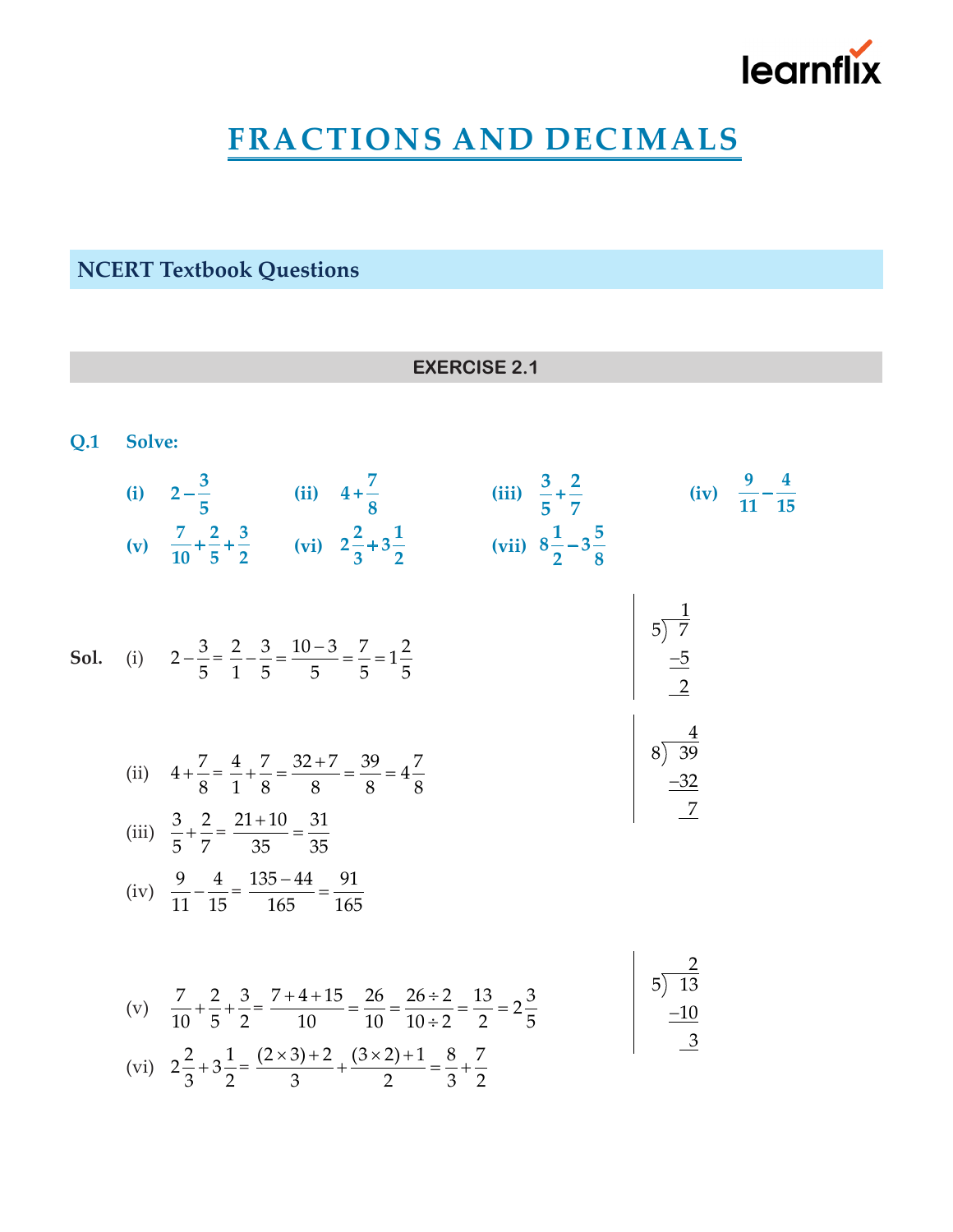# FRACTIONS AND DECIMALS

## NCERT Textbook Questions

### EXERCISE 2.1

**Q.1 Solve:**

**(i)** $2-\frac{3}{5}$ **(ii)** $4+\frac{7}{8}$ **(iii)** $\frac{3}{5}+\frac{2}{7}$ **(iv)** $\frac{9}{11}-\frac{4}{15}$

**(v)** $\frac{7}{10}+\frac{2}{5}+\frac{3}{2}$ **(vi)** $2\frac{2}{3}+3\frac{1}{2}$ **(vii)** $8\frac{1}{2}-3\frac{5}{8}$

**Sol.** (i) $2-\frac{3}{5}=\frac{2}{1}-\frac{3}{5}=\frac{10-3}{5}=\frac{7}{5}=1\frac{2}{5}$

$$\begin{array}{r} 1 \\ 5\overline{)\ 7} \\ -5 \\ \hline 2 \end{array}$$

(ii) $4+\frac{7}{8}=\frac{4}{1}+\frac{7}{8}=\frac{32+7}{8}=\frac{39}{8}=4\frac{7}{8}$

$$\begin{array}{r} 4 \\ 8\overline{)\ 39} \\ -32 \\ \hline 7 \end{array}$$

(iii) $\frac{3}{5}+\frac{2}{7}=\frac{21+10}{35}=\frac{31}{35}$

(iv) $\frac{9}{11}-\frac{4}{15}=\frac{135-44}{165}=\frac{91}{165}$

(v) $\frac{7}{10}+\frac{2}{5}+\frac{3}{2}=\frac{7+4+15}{10}=\frac{26}{10}=\frac{26\div 2}{10\div 2}=\frac{13}{2}=2\frac{3}{5}$

$$\begin{array}{r} 2 \\ 5\overline{)\ 13} \\ -10 \\ \hline 3 \end{array}$$

(vi) $2\frac{2}{3}+3\frac{1}{2}=\frac{(2\times 3)+2}{3}+\frac{(3\times 2)+1}{2}=\frac{8}{3}+\frac{7}{2}$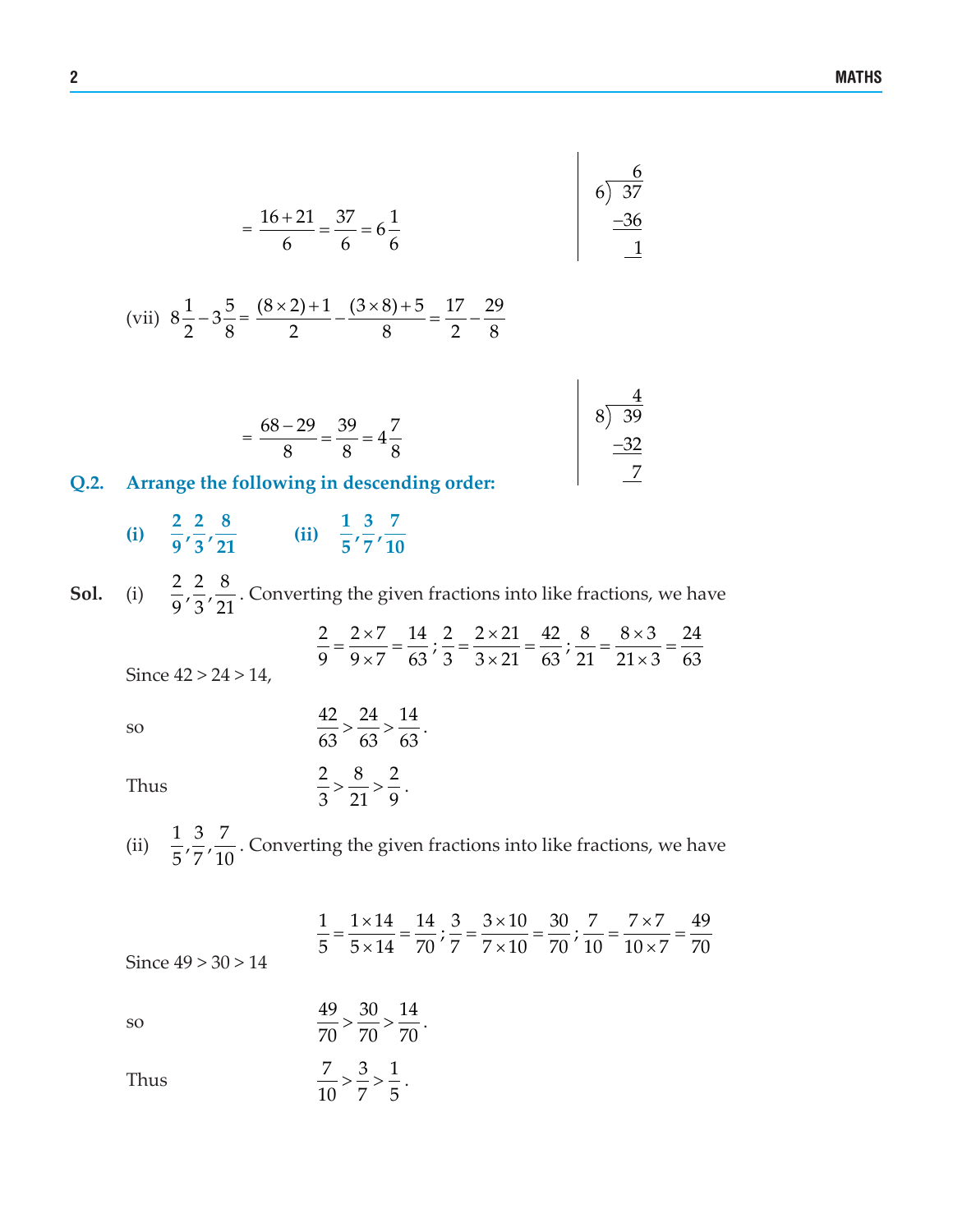$$= \frac{16+21}{6} = \frac{37}{6} = 6\frac{1}{6}$$

$$6\overline{)\,37\,}\quad \text{quotient } 6,\ -36,\ \text{remainder } 1$$

(vii) $8\frac{1}{2} - 3\frac{5}{8} = \frac{(8\times 2)+1}{2} - \frac{(3\times 8)+5}{8} = \frac{17}{2} - \frac{29}{8}$

$$= \frac{68-29}{8} = \frac{39}{8} = 4\frac{7}{8}$$

$$8\overline{)\,39\,}\quad \text{quotient } 4,\ -32,\ \text{remainder } 7$$

**Q.2. Arrange the following in descending order:**

**(i)** $\frac{2}{9}, \frac{2}{3}, \frac{8}{21}$ **(ii)** $\frac{1}{5}, \frac{3}{7}, \frac{7}{10}$

**Sol.** (i) $\frac{2}{9}, \frac{2}{3}, \frac{8}{21}$. Converting the given fractions into like fractions, we have

$$\frac{2}{9} = \frac{2\times 7}{9\times 7} = \frac{14}{63};\ \frac{2}{3} = \frac{2\times 21}{3\times 21} = \frac{42}{63};\ \frac{8}{21} = \frac{8\times 3}{21\times 3} = \frac{24}{63}$$

Since $42 > 24 > 14$,

so $\frac{42}{63} > \frac{24}{63} > \frac{14}{63}$.

Thus $\frac{2}{3} > \frac{8}{21} > \frac{2}{9}$.

(ii) $\frac{1}{5}, \frac{3}{7}, \frac{7}{10}$. Converting the given fractions into like fractions, we have

$$\frac{1}{5} = \frac{1\times 14}{5\times 14} = \frac{14}{70};\ \frac{3}{7} = \frac{3\times 10}{7\times 10} = \frac{30}{70};\ \frac{7}{10} = \frac{7\times 7}{10\times 7} = \frac{49}{70}$$

Since $49 > 30 > 14$

so $\frac{49}{70} > \frac{30}{70} > \frac{14}{70}$.

Thus $\frac{7}{10} > \frac{3}{7} > \frac{1}{5}$.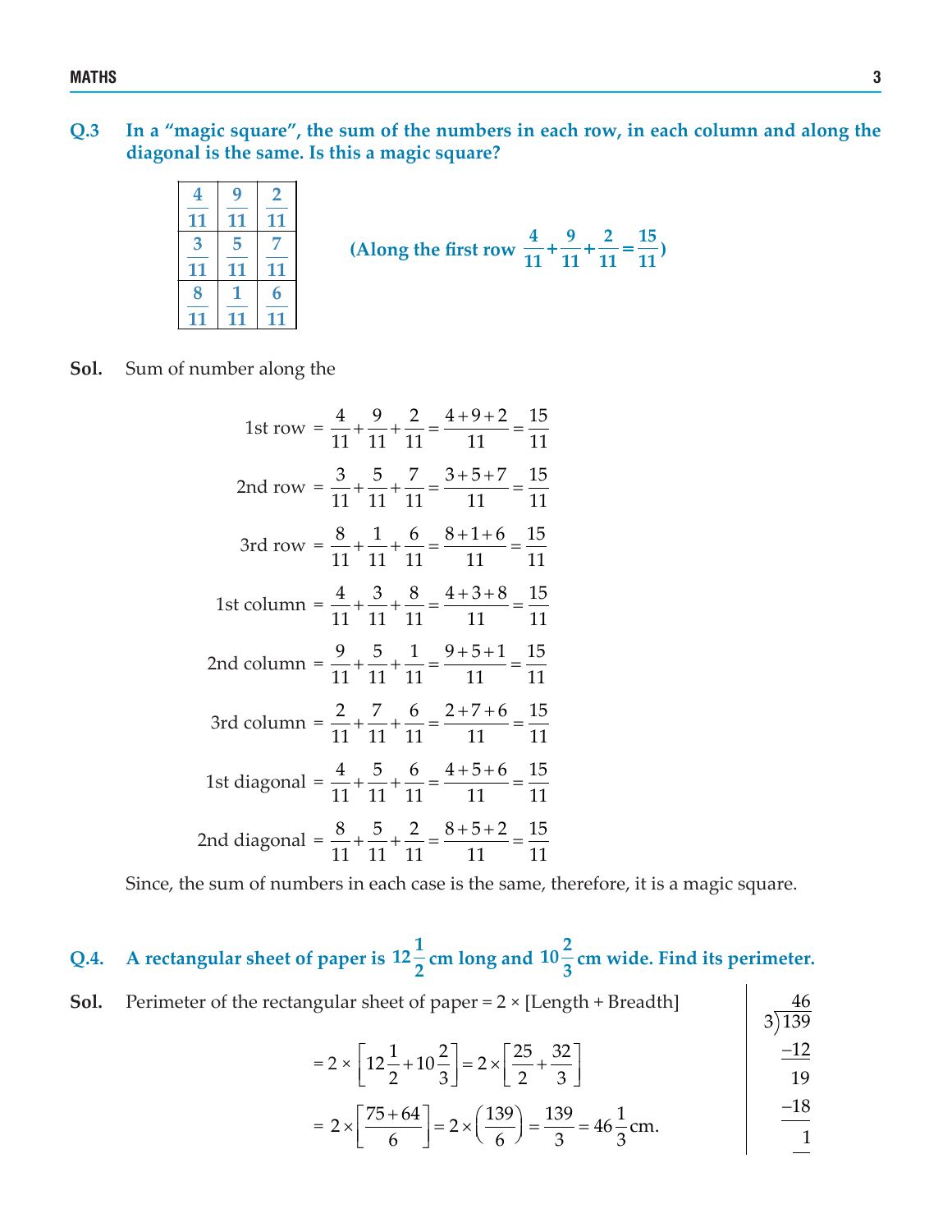**Q.3 In a "magic square", the sum of the numbers in each row, in each column and along the diagonal is the same. Is this a magic square?**

| | | |
|---|---|---|
| $\frac{4}{11}$ | $\frac{9}{11}$ | $\frac{2}{11}$ |
| $\frac{3}{11}$ | $\frac{5}{11}$ | $\frac{7}{11}$ |
| $\frac{8}{11}$ | $\frac{1}{11}$ | $\frac{6}{11}$ |

**(Along the first row $\frac{4}{11}+\frac{9}{11}+\frac{2}{11}=\frac{15}{11}$)**

**Sol.** Sum of number along the

$$\text{1st row} = \frac{4}{11}+\frac{9}{11}+\frac{2}{11}=\frac{4+9+2}{11}=\frac{15}{11}$$

$$\text{2nd row} = \frac{3}{11}+\frac{5}{11}+\frac{7}{11}=\frac{3+5+7}{11}=\frac{15}{11}$$

$$\text{3rd row} = \frac{8}{11}+\frac{1}{11}+\frac{6}{11}=\frac{8+1+6}{11}=\frac{15}{11}$$

$$\text{1st column} = \frac{4}{11}+\frac{3}{11}+\frac{8}{11}=\frac{4+3+8}{11}=\frac{15}{11}$$

$$\text{2nd column} = \frac{9}{11}+\frac{5}{11}+\frac{1}{11}=\frac{9+5+1}{11}=\frac{15}{11}$$

$$\text{3rd column} = \frac{2}{11}+\frac{7}{11}+\frac{6}{11}=\frac{2+7+6}{11}=\frac{15}{11}$$

$$\text{1st diagonal} = \frac{4}{11}+\frac{5}{11}+\frac{6}{11}=\frac{4+5+6}{11}=\frac{15}{11}$$

$$\text{2nd diagonal} = \frac{8}{11}+\frac{5}{11}+\frac{2}{11}=\frac{8+5+2}{11}=\frac{15}{11}$$

Since, the sum of numbers in each case is the same, therefore, it is a magic square.

**Q.4. A rectangular sheet of paper is $12\frac{1}{2}$ cm long and $10\frac{2}{3}$ cm wide. Find its perimeter.**

**Sol.** Perimeter of the rectangular sheet of paper = 2 × [Length + Breadth]

$$= 2 \times \left[12\frac{1}{2}+10\frac{2}{3}\right] = 2 \times \left[\frac{25}{2}+\frac{32}{3}\right]$$

$$= 2 \times \left[\frac{75+64}{6}\right] = 2 \times \left(\frac{139}{6}\right) = \frac{139}{3} = 46\frac{1}{3}\text{cm.}$$

```
    46
3 ) 139
   -12
    19
   -18
     1
```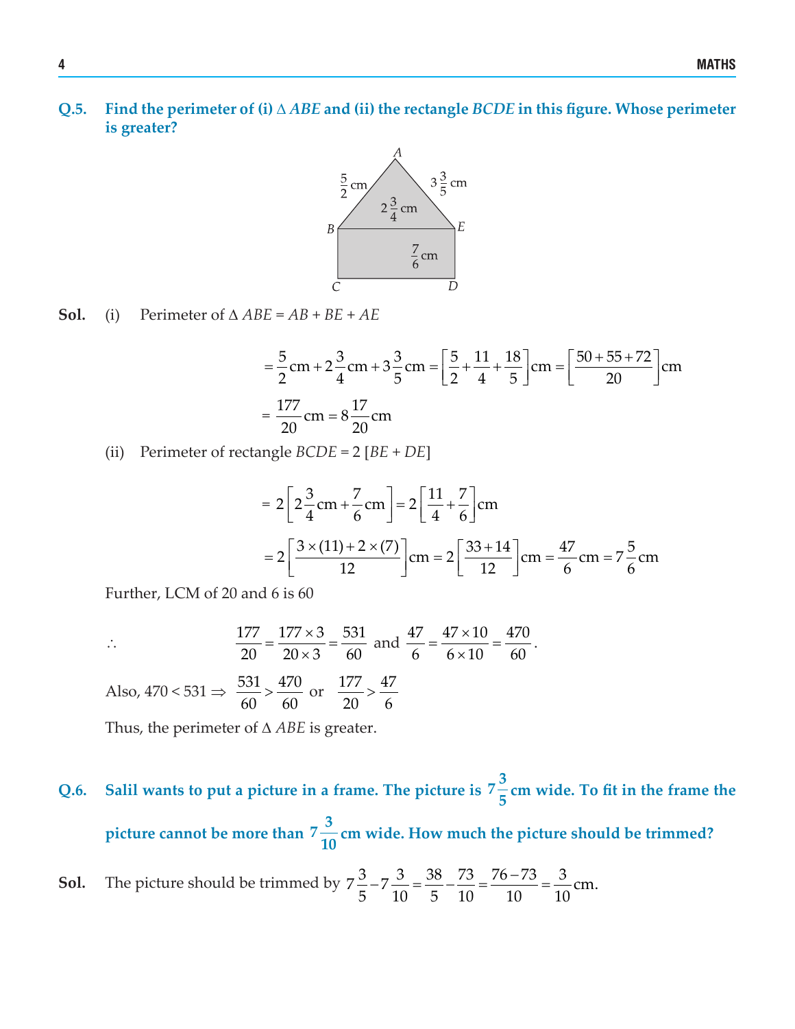**Q.5. Find the perimeter of (i) $\Delta$ *ABE* and (ii) the rectangle *BCDE* in this figure. Whose perimeter is greater?**

**Sol.** (i) Perimeter of $\Delta$ *ABE* = *AB* + *BE* + *AE*

$$= \frac{5}{2}\text{cm} + 2\frac{3}{4}\text{cm} + 3\frac{3}{5}\text{cm} = \left[\frac{5}{2} + \frac{11}{4} + \frac{18}{5}\right]\text{cm} = \left[\frac{50 + 55 + 72}{20}\right]\text{cm}$$

$$= \frac{177}{20}\text{cm} = 8\frac{17}{20}\text{cm}$$

(ii) Perimeter of rectangle *BCDE* = 2 [*BE* + *DE*]

$$= 2\left[2\frac{3}{4}\text{cm} + \frac{7}{6}\text{cm}\right] = 2\left[\frac{11}{4} + \frac{7}{6}\right]\text{cm}$$

$$= 2\left[\frac{3 \times (11) + 2 \times (7)}{12}\right]\text{cm} = 2\left[\frac{33 + 14}{12}\right]\text{cm} = \frac{47}{6}\text{cm} = 7\frac{5}{6}\text{cm}$$

Further, LCM of 20 and 6 is 60

$$\therefore \quad \frac{177}{20} = \frac{177 \times 3}{20 \times 3} = \frac{531}{60} \text{ and } \frac{47}{6} = \frac{47 \times 10}{6 \times 10} = \frac{470}{60}.$$

Also, $470 < 531 \Rightarrow \dfrac{531}{60} > \dfrac{470}{60}$ or $\dfrac{177}{20} > \dfrac{47}{6}$

Thus, the perimeter of $\Delta$ *ABE* is greater.

**Q.6. Salil wants to put a picture in a frame. The picture is $7\frac{3}{5}$ cm wide. To fit in the frame the picture cannot be more than $7\frac{3}{10}$ cm wide. How much the picture should be trimmed?**

**Sol.** The picture should be trimmed by $7\dfrac{3}{5} - 7\dfrac{3}{10} = \dfrac{38}{5} - \dfrac{73}{10} = \dfrac{76 - 73}{10} = \dfrac{3}{10}$ cm.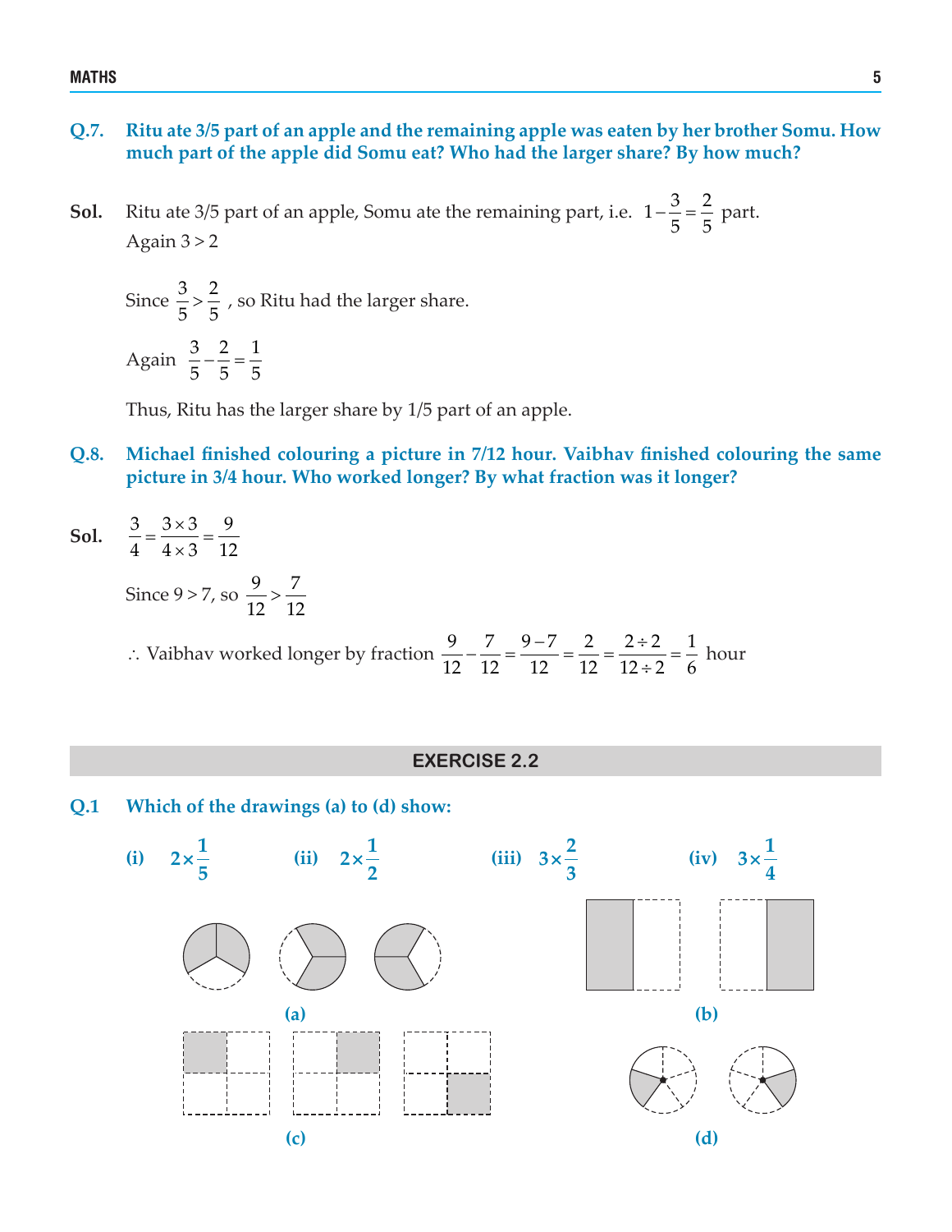**Q.7. Ritu ate 3/5 part of an apple and the remaining apple was eaten by her brother Somu. How much part of the apple did Somu eat? Who had the larger share? By how much?**

**Sol.** Ritu ate 3/5 part of an apple, Somu ate the remaining part, i.e. $1 - \frac{3}{5} = \frac{2}{5}$ part.

Again $3 > 2$

Since $\frac{3}{5} > \frac{2}{5}$, so Ritu had the larger share.

Again $\frac{3}{5} - \frac{2}{5} = \frac{1}{5}$

Thus, Ritu has the larger share by 1/5 part of an apple.

**Q.8. Michael finished colouring a picture in 7/12 hour. Vaibhav finished colouring the same picture in 3/4 hour. Who worked longer? By what fraction was it longer?**

**Sol.** $\frac{3}{4} = \frac{3 \times 3}{4 \times 3} = \frac{9}{12}$

Since $9 > 7$, so $\frac{9}{12} > \frac{7}{12}$

$\therefore$ Vaibhav worked longer by fraction $\frac{9}{12} - \frac{7}{12} = \frac{9-7}{12} = \frac{2}{12} = \frac{2 \div 2}{12 \div 2} = \frac{1}{6}$ hour

## EXERCISE 2.2

**Q.1 Which of the drawings (a) to (d) show:**

**(i)** $2 \times \frac{1}{5}$ **(ii)** $2 \times \frac{1}{2}$ **(iii)** $3 \times \frac{2}{3}$ **(iv)** $3 \times \frac{1}{4}$

**(a)**

**(b)**

**(c)**

**(d)**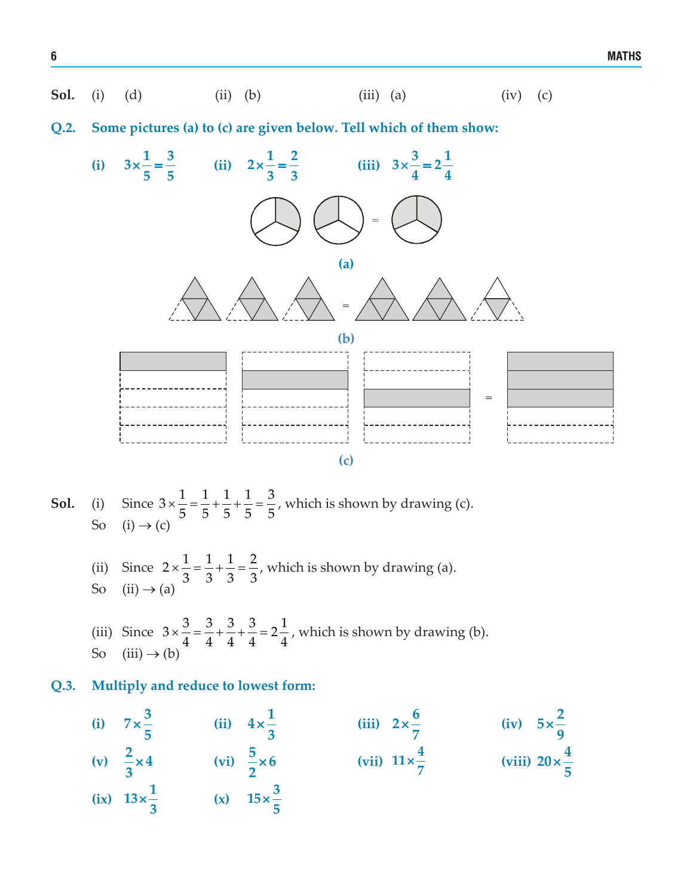**Sol.** (i) (d) (ii) (b) (iii) (a) (iv) (c)

**Q.2. Some pictures (a) to (c) are given below. Tell which of them show:**

**(i)** $3 \times \frac{1}{5} = \frac{3}{5}$ **(ii)** $2 \times \frac{1}{3} = \frac{2}{3}$ **(iii)** $3 \times \frac{3}{4} = 2\frac{1}{4}$

(a)

(b)

(c)

**Sol.** (i) Since $3 \times \frac{1}{5} = \frac{1}{5} + \frac{1}{5} + \frac{1}{5} = \frac{3}{5}$, which is shown by drawing (c).

So (i) → (c)

(ii) Since $2 \times \frac{1}{3} = \frac{1}{3} + \frac{1}{3} = \frac{2}{3}$, which is shown by drawing (a).

So (ii) → (a)

(iii) Since $3 \times \frac{3}{4} = \frac{3}{4} + \frac{3}{4} + \frac{3}{4} = 2\frac{1}{4}$, which is shown by drawing (b).

So (iii) → (b)

**Q.3. Multiply and reduce to lowest form:**

**(i)** $7 \times \frac{3}{5}$ **(ii)** $4 \times \frac{1}{3}$ **(iii)** $2 \times \frac{6}{7}$ **(iv)** $5 \times \frac{2}{9}$

**(v)** $\frac{2}{3} \times 4$ **(vi)** $\frac{5}{2} \times 6$ **(vii)** $11 \times \frac{4}{7}$ **(viii)** $20 \times \frac{4}{5}$

**(ix)** $13 \times \frac{1}{3}$ **(x)** $15 \times \frac{3}{5}$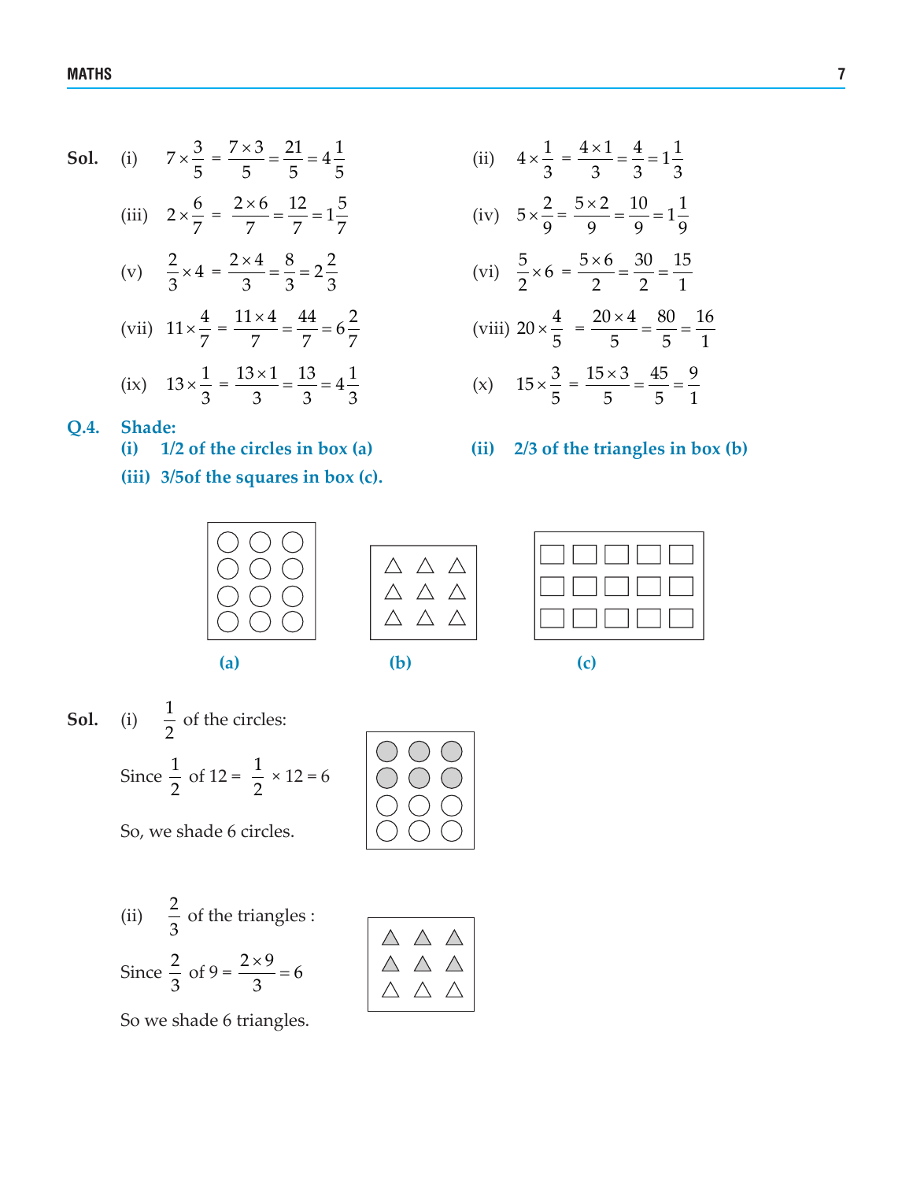**Sol.** (i) $7 \times \frac{3}{5} = \frac{7 \times 3}{5} = \frac{21}{5} = 4\frac{1}{5}$

(ii) $4 \times \frac{1}{3} = \frac{4 \times 1}{3} = \frac{4}{3} = 1\frac{1}{3}$

(iii) $2 \times \frac{6}{7} = \frac{2 \times 6}{7} = \frac{12}{7} = 1\frac{5}{7}$

(iv) $5 \times \frac{2}{9} = \frac{5 \times 2}{9} = \frac{10}{9} = 1\frac{1}{9}$

(v) $\frac{2}{3} \times 4 = \frac{2 \times 4}{3} = \frac{8}{3} = 2\frac{2}{3}$

(vi) $\frac{5}{2} \times 6 = \frac{5 \times 6}{2} = \frac{30}{2} = \frac{15}{1}$

(vii) $11 \times \frac{4}{7} = \frac{11 \times 4}{7} = \frac{44}{7} = 6\frac{2}{7}$

(viii) $20 \times \frac{4}{5} = \frac{20 \times 4}{5} = \frac{80}{5} = \frac{16}{1}$

(ix) $13 \times \frac{1}{3} = \frac{13 \times 1}{3} = \frac{13}{3} = 4\frac{1}{3}$

(x) $15 \times \frac{3}{5} = \frac{15 \times 3}{5} = \frac{45}{5} = \frac{9}{1}$

**Q.4. Shade:**

**(i) 1/2 of the circles in box (a)**

**(ii) 2/3 of the triangles in box (b)**

**(iii) 3/5of the squares in box (c).**

(a) (b) (c)

**Sol.** (i) $\frac{1}{2}$ of the circles:

Since $\frac{1}{2}$ of $12 = \frac{1}{2} \times 12 = 6$

So, we shade 6 circles.

(ii) $\frac{2}{3}$ of the triangles :

Since $\frac{2}{3}$ of $9 = \frac{2 \times 9}{3} = 6$

So we shade 6 triangles.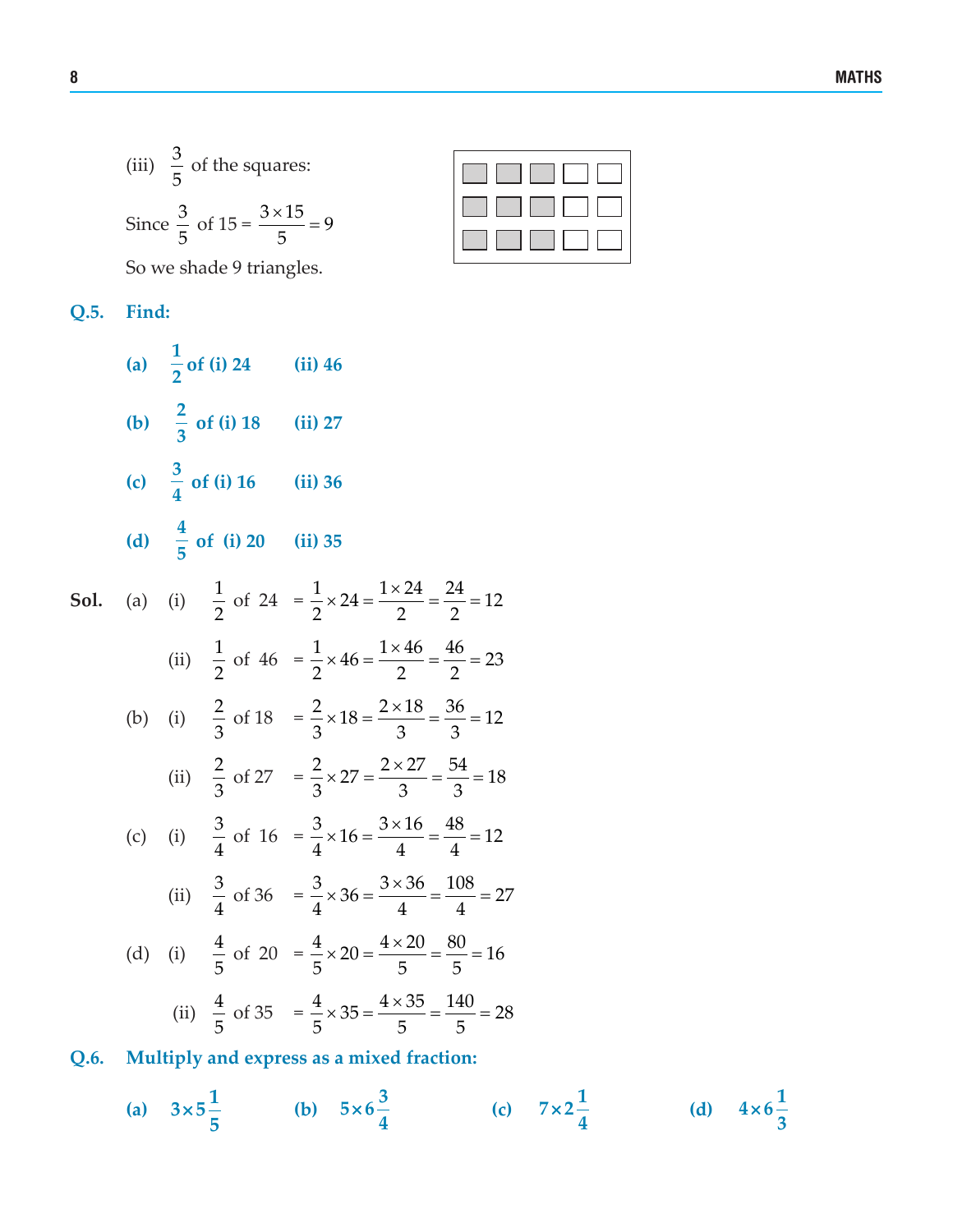(iii) $\frac{3}{5}$ of the squares:

Since $\frac{3}{5}$ of $15 = \frac{3 \times 15}{5} = 9$

So we shade 9 triangles.

**Q.5. Find:**

**(a)** $\frac{1}{2}$ **of (i) 24 (ii) 46**

**(b)** $\frac{2}{3}$ **of (i) 18 (ii) 27**

**(c)** $\frac{3}{4}$ **of (i) 16 (ii) 36**

**(d)** $\frac{4}{5}$ **of (i) 20 (ii) 35**

**Sol.** (a) (i) $\frac{1}{2}$ of $24 = \frac{1}{2} \times 24 = \frac{1 \times 24}{2} = \frac{24}{2} = 12$

(ii) $\frac{1}{2}$ of $46 = \frac{1}{2} \times 46 = \frac{1 \times 46}{2} = \frac{46}{2} = 23$

(b) (i) $\frac{2}{3}$ of $18 = \frac{2}{3} \times 18 = \frac{2 \times 18}{3} = \frac{36}{3} = 12$

(ii) $\frac{2}{3}$ of $27 = \frac{2}{3} \times 27 = \frac{2 \times 27}{3} = \frac{54}{3} = 18$

(c) (i) $\frac{3}{4}$ of $16 = \frac{3}{4} \times 16 = \frac{3 \times 16}{4} = \frac{48}{4} = 12$

(ii) $\frac{3}{4}$ of $36 = \frac{3}{4} \times 36 = \frac{3 \times 36}{4} = \frac{108}{4} = 27$

(d) (i) $\frac{4}{5}$ of $20 = \frac{4}{5} \times 20 = \frac{4 \times 20}{5} = \frac{80}{5} = 16$

(ii) $\frac{4}{5}$ of $35 = \frac{4}{5} \times 35 = \frac{4 \times 35}{5} = \frac{140}{5} = 28$

**Q.6. Multiply and express as a mixed fraction:**

**(a)** $3 \times 5\frac{1}{5}$ **(b)** $5 \times 6\frac{3}{4}$ **(c)** $7 \times 2\frac{1}{4}$ **(d)** $4 \times 6\frac{1}{3}$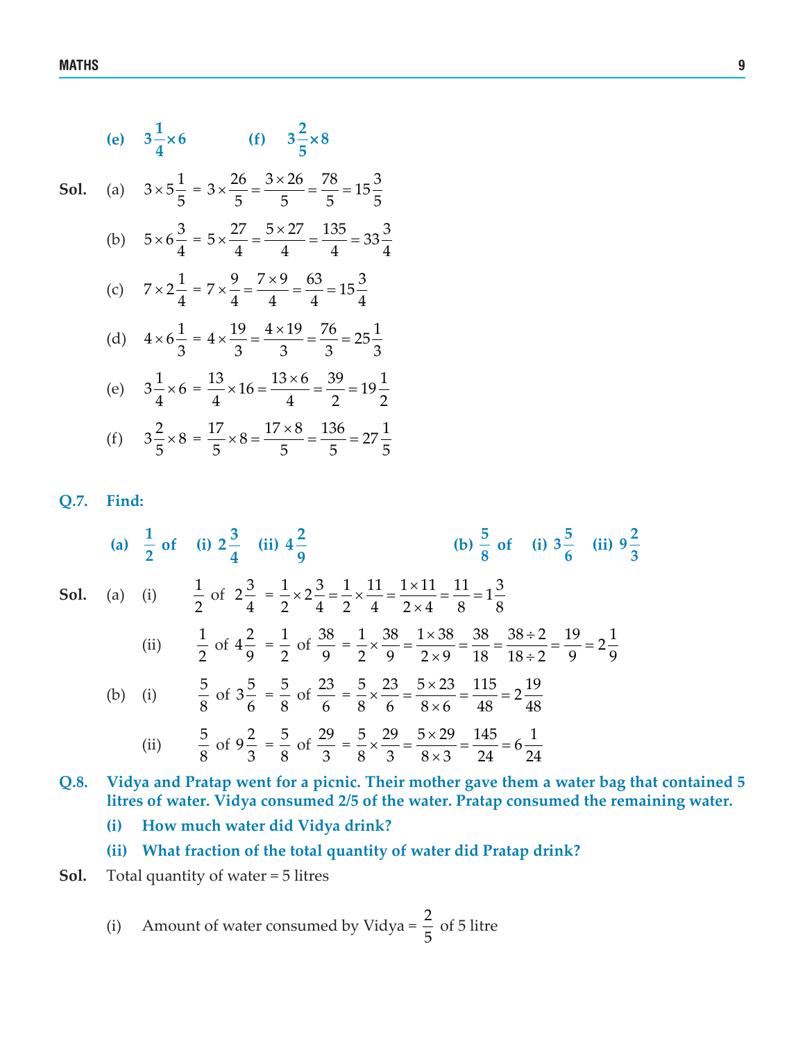**(e)** $3\frac{1}{4} \times 6$ **(f)** $3\frac{2}{5} \times 8$

**Sol.** (a) $3 \times 5\frac{1}{5} = 3 \times \frac{26}{5} = \frac{3 \times 26}{5} = \frac{78}{5} = 15\frac{3}{5}$

(b) $5 \times 6\frac{3}{4} = 5 \times \frac{27}{4} = \frac{5 \times 27}{4} = \frac{135}{4} = 33\frac{3}{4}$

(c) $7 \times 2\frac{1}{4} = 7 \times \frac{9}{4} = \frac{7 \times 9}{4} = \frac{63}{4} = 15\frac{3}{4}$

(d) $4 \times 6\frac{1}{3} = 4 \times \frac{19}{3} = \frac{4 \times 19}{3} = \frac{76}{3} = 25\frac{1}{3}$

(e) $3\frac{1}{4} \times 6 = \frac{13}{4} \times 16 = \frac{13 \times 6}{4} = \frac{39}{2} = 19\frac{1}{2}$

(f) $3\frac{2}{5} \times 8 = \frac{17}{5} \times 8 = \frac{17 \times 8}{5} = \frac{136}{5} = 27\frac{1}{5}$

**Q.7. Find:**

**(a)** $\frac{1}{2}$ **of (i)** $2\frac{3}{4}$ **(ii)** $4\frac{2}{9}$ **(b)** $\frac{5}{8}$ **of (i)** $3\frac{5}{6}$ **(ii)** $9\frac{2}{3}$

**Sol.** (a) (i) $\frac{1}{2}$ of $2\frac{3}{4} = \frac{1}{2} \times 2\frac{3}{4} = \frac{1}{2} \times \frac{11}{4} = \frac{1 \times 11}{2 \times 4} = \frac{11}{8} = 1\frac{3}{8}$

(ii) $\frac{1}{2}$ of $4\frac{2}{9} = \frac{1}{2}$ of $\frac{38}{9} = \frac{1}{2} \times \frac{38}{9} = \frac{1 \times 38}{2 \times 9} = \frac{38}{18} = \frac{38 \div 2}{18 \div 2} = \frac{19}{9} = 2\frac{1}{9}$

(b) (i) $\frac{5}{8}$ of $3\frac{5}{6} = \frac{5}{8}$ of $\frac{23}{6} = \frac{5}{8} \times \frac{23}{6} = \frac{5 \times 23}{8 \times 6} = \frac{115}{48} = 2\frac{19}{48}$

(ii) $\frac{5}{8}$ of $9\frac{2}{3} = \frac{5}{8}$ of $\frac{29}{3} = \frac{5}{8} \times \frac{29}{3} = \frac{5 \times 29}{8 \times 3} = \frac{145}{24} = 6\frac{1}{24}$

**Q.8. Vidya and Pratap went for a picnic. Their mother gave them a water bag that contained 5 litres of water. Vidya consumed 2/5 of the water. Pratap consumed the remaining water.**

**(i) How much water did Vidya drink?**

**(ii) What fraction of the total quantity of water did Pratap drink?**

**Sol.** Total quantity of water = 5 litres

(i) Amount of water consumed by Vidya = $\frac{2}{5}$ of 5 litre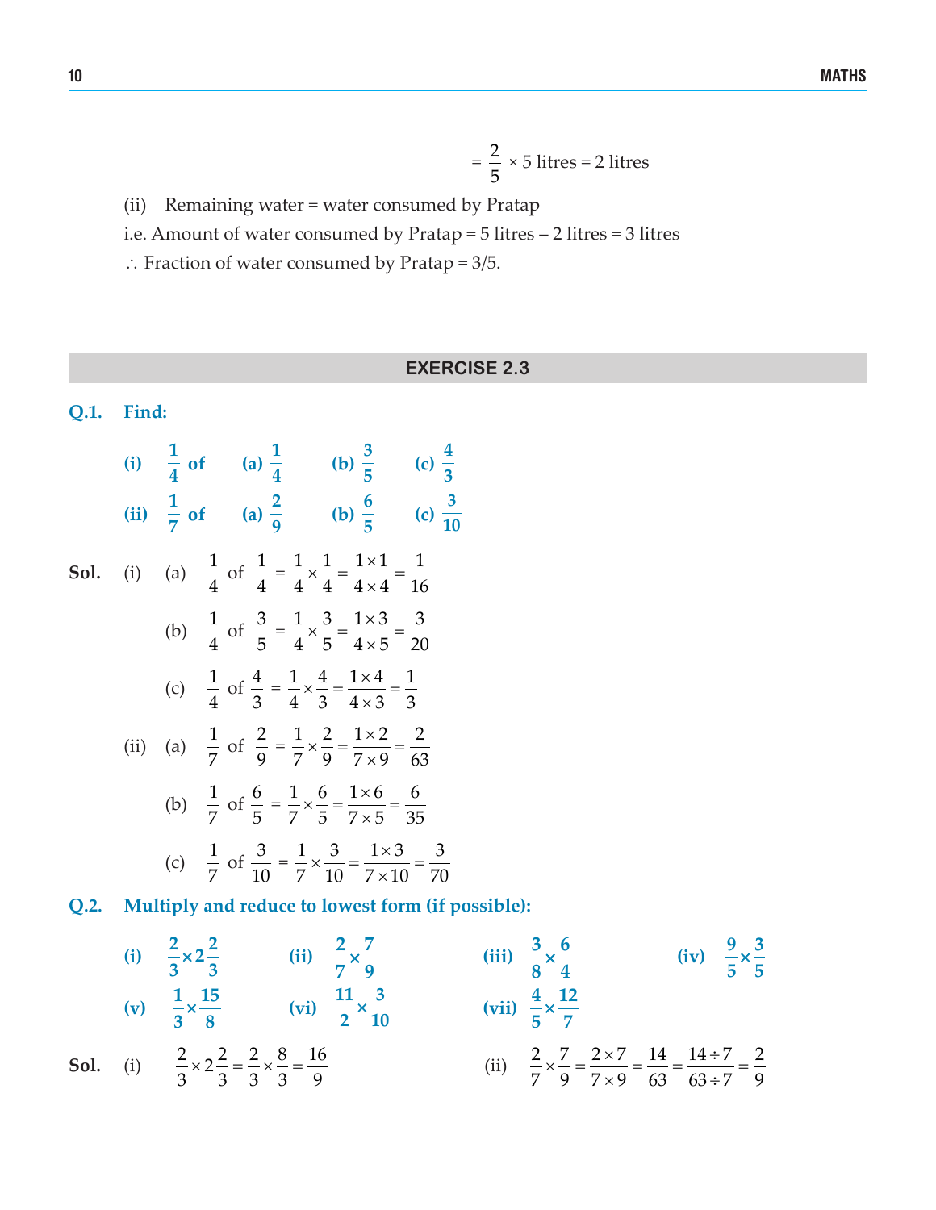$$= \frac{2}{5} \times 5 \text{ litres} = 2 \text{ litres}$$

(ii) Remaining water = water consumed by Pratap

i.e. Amount of water consumed by Pratap = 5 litres – 2 litres = 3 litres

$\therefore$ Fraction of water consumed by Pratap = 3/5.

## EXERCISE 2.3

**Q.1. Find:**

**(i)** $\frac{1}{4}$ **of** **(a)** $\frac{1}{4}$ **(b)** $\frac{3}{5}$ **(c)** $\frac{4}{3}$

**(ii)** $\frac{1}{7}$ **of** **(a)** $\frac{2}{9}$ **(b)** $\frac{6}{5}$ **(c)** $\frac{3}{10}$

**Sol.** (i) (a) $\frac{1}{4}$ of $\frac{1}{4} = \frac{1}{4} \times \frac{1}{4} = \frac{1 \times 1}{4 \times 4} = \frac{1}{16}$

(b) $\frac{1}{4}$ of $\frac{3}{5} = \frac{1}{4} \times \frac{3}{5} = \frac{1 \times 3}{4 \times 5} = \frac{3}{20}$

(c) $\frac{1}{4}$ of $\frac{4}{3} = \frac{1}{4} \times \frac{4}{3} = \frac{1 \times 4}{4 \times 3} = \frac{1}{3}$

(ii) (a) $\frac{1}{7}$ of $\frac{2}{9} = \frac{1}{7} \times \frac{2}{9} = \frac{1 \times 2}{7 \times 9} = \frac{2}{63}$

(b) $\frac{1}{7}$ of $\frac{6}{5} = \frac{1}{7} \times \frac{6}{5} = \frac{1 \times 6}{7 \times 5} = \frac{6}{35}$

(c) $\frac{1}{7}$ of $\frac{3}{10} = \frac{1}{7} \times \frac{3}{10} = \frac{1 \times 3}{7 \times 10} = \frac{3}{70}$

**Q.2. Multiply and reduce to lowest form (if possible):**

**(i)** $\frac{2}{3} \times 2\frac{2}{3}$ **(ii)** $\frac{2}{7} \times \frac{7}{9}$ **(iii)** $\frac{3}{8} \times \frac{6}{4}$ **(iv)** $\frac{9}{5} \times \frac{3}{5}$

**(v)** $\frac{1}{3} \times \frac{15}{8}$ **(vi)** $\frac{11}{2} \times \frac{3}{10}$ **(vii)** $\frac{4}{5} \times \frac{12}{7}$

**Sol.** (i) $\frac{2}{3} \times 2\frac{2}{3} = \frac{2}{3} \times \frac{8}{3} = \frac{16}{9}$

(ii) $\frac{2}{7} \times \frac{7}{9} = \frac{2 \times 7}{7 \times 9} = \frac{14}{63} = \frac{14 \div 7}{63 \div 7} = \frac{2}{9}$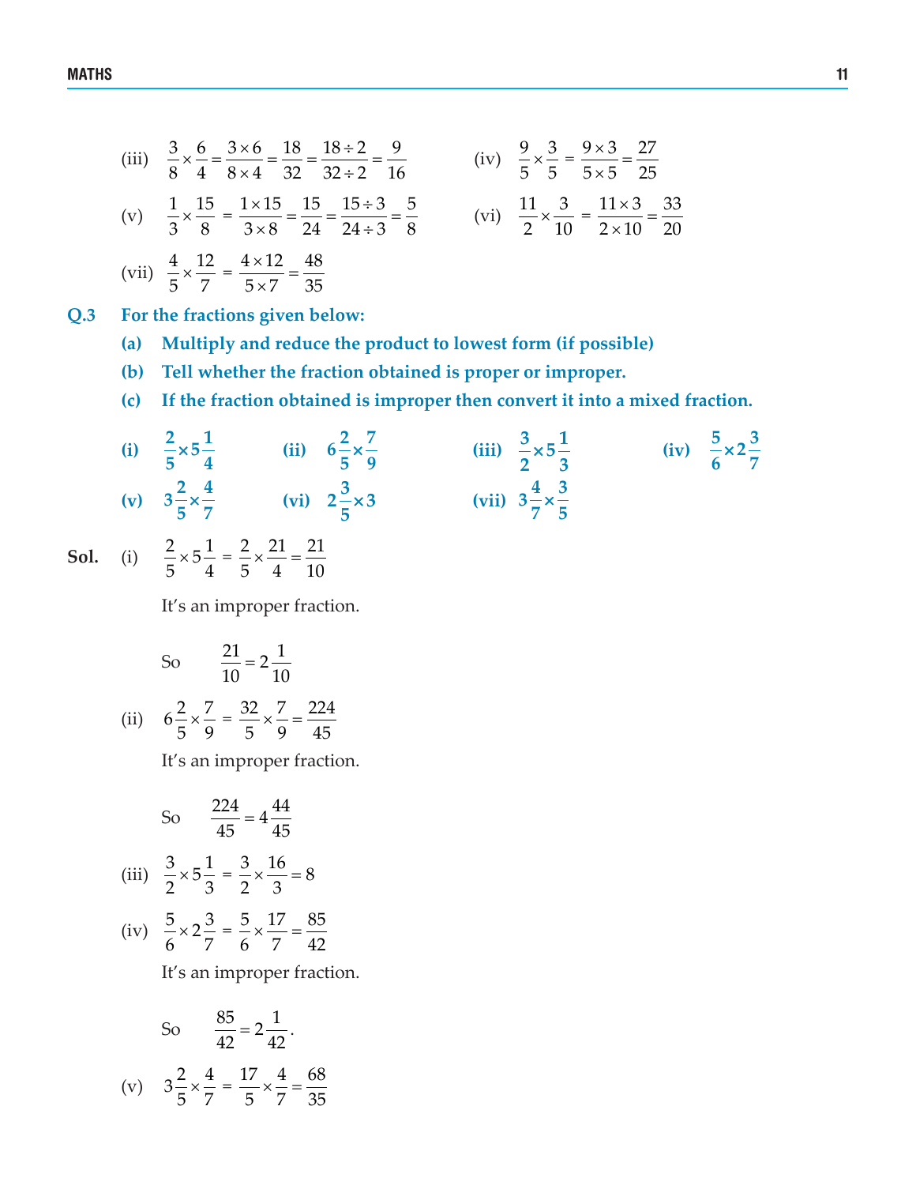(iii) $\frac{3}{8} \times \frac{6}{4} = \frac{3 \times 6}{8 \times 4} = \frac{18}{32} = \frac{18 \div 2}{32 \div 2} = \frac{9}{16}$

(iv) $\frac{9}{5} \times \frac{3}{5} = \frac{9 \times 3}{5 \times 5} = \frac{27}{25}$

(v) $\frac{1}{3} \times \frac{15}{8} = \frac{1 \times 15}{3 \times 8} = \frac{15}{24} = \frac{15 \div 3}{24 \div 3} = \frac{5}{8}$

(vi) $\frac{11}{2} \times \frac{3}{10} = \frac{11 \times 3}{2 \times 10} = \frac{33}{20}$

(vii) $\frac{4}{5} \times \frac{12}{7} = \frac{4 \times 12}{5 \times 7} = \frac{48}{35}$

**Q.3 For the fractions given below:**

**(a) Multiply and reduce the product to lowest form (if possible)**

**(b) Tell whether the fraction obtained is proper or improper.**

**(c) If the fraction obtained is improper then convert it into a mixed fraction.**

**(i)** $\frac{2}{5} \times 5\frac{1}{4}$ **(ii)** $6\frac{2}{5} \times \frac{7}{9}$ **(iii)** $\frac{3}{2} \times 5\frac{1}{3}$ **(iv)** $\frac{5}{6} \times 2\frac{3}{7}$

**(v)** $3\frac{2}{5} \times \frac{4}{7}$ **(vi)** $2\frac{3}{5} \times 3$ **(vii)** $3\frac{4}{7} \times \frac{3}{5}$

**Sol.** (i) $\frac{2}{5} \times 5\frac{1}{4} = \frac{2}{5} \times \frac{21}{4} = \frac{21}{10}$

It's an improper fraction.

So $\frac{21}{10} = 2\frac{1}{10}$

(ii) $6\frac{2}{5} \times \frac{7}{9} = \frac{32}{5} \times \frac{7}{9} = \frac{224}{45}$

It's an improper fraction.

So $\frac{224}{45} = 4\frac{44}{45}$

(iii) $\frac{3}{2} \times 5\frac{1}{3} = \frac{3}{2} \times \frac{16}{3} = 8$

(iv) $\frac{5}{6} \times 2\frac{3}{7} = \frac{5}{6} \times \frac{17}{7} = \frac{85}{42}$

It's an improper fraction.

So $\frac{85}{42} = 2\frac{1}{42}$.

(v) $3\frac{2}{5} \times \frac{4}{7} = \frac{17}{5} \times \frac{4}{7} = \frac{68}{35}$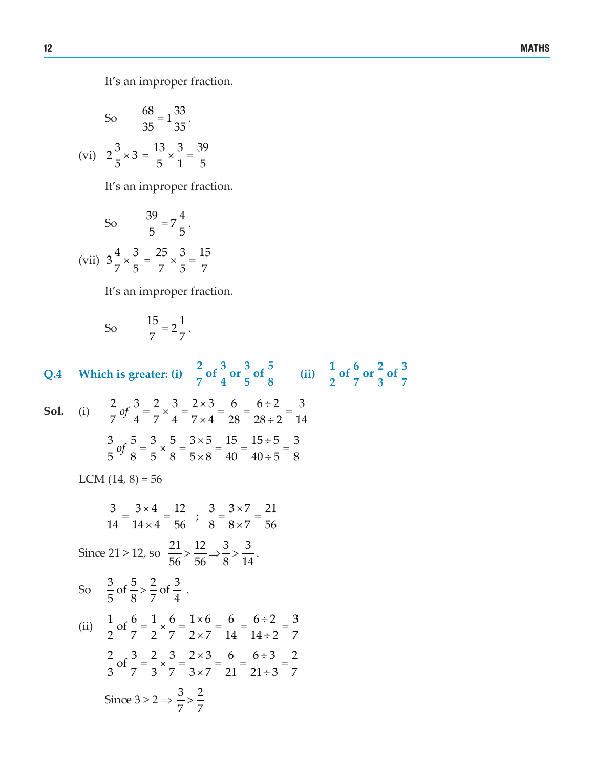It's an improper fraction.

So $\dfrac{68}{35} = 1\dfrac{33}{35}$.

(vi) $2\dfrac{3}{5} \times 3 = \dfrac{13}{5} \times \dfrac{3}{1} = \dfrac{39}{5}$

It's an improper fraction.

So $\dfrac{39}{5} = 7\dfrac{4}{5}$.

(vii) $3\dfrac{4}{7} \times \dfrac{3}{5} = \dfrac{25}{7} \times \dfrac{3}{5} = \dfrac{15}{7}$

It's an improper fraction.

So $\dfrac{15}{7} = 2\dfrac{1}{7}$.

**Q.4 Which is greater: (i) $\dfrac{2}{7}$ of $\dfrac{3}{4}$ or $\dfrac{3}{5}$ of $\dfrac{5}{8}$ (ii) $\dfrac{1}{2}$ of $\dfrac{6}{7}$ or $\dfrac{2}{3}$ of $\dfrac{3}{7}$**

**Sol.** (i) $\dfrac{2}{7}$ *of* $\dfrac{3}{4} = \dfrac{2}{7} \times \dfrac{3}{4} = \dfrac{2 \times 3}{7 \times 4} = \dfrac{6}{28} = \dfrac{6 \div 2}{28 \div 2} = \dfrac{3}{14}$

$\dfrac{3}{5}$ *of* $\dfrac{5}{8} = \dfrac{3}{5} \times \dfrac{5}{8} = \dfrac{3 \times 5}{5 \times 8} = \dfrac{15}{40} = \dfrac{15 \div 5}{40 \div 5} = \dfrac{3}{8}$

LCM (14, 8) = 56

$\dfrac{3}{14} = \dfrac{3 \times 4}{14 \times 4} = \dfrac{12}{56}$ ; $\dfrac{3}{8} = \dfrac{3 \times 7}{8 \times 7} = \dfrac{21}{56}$

Since 21 > 12, so $\dfrac{21}{56} > \dfrac{12}{56} \Rightarrow \dfrac{3}{8} > \dfrac{3}{14}$.

So $\dfrac{3}{5}$ of $\dfrac{5}{8} > \dfrac{2}{7}$ of $\dfrac{3}{4}$ .

(ii) $\dfrac{1}{2}$ of $\dfrac{6}{7} = \dfrac{1}{2} \times \dfrac{6}{7} = \dfrac{1 \times 6}{2 \times 7} = \dfrac{6}{14} = \dfrac{6 \div 2}{14 \div 2} = \dfrac{3}{7}$

$\dfrac{2}{3}$ of $\dfrac{3}{7} = \dfrac{2}{3} \times \dfrac{3}{7} = \dfrac{2 \times 3}{3 \times 7} = \dfrac{6}{21} = \dfrac{6 \div 3}{21 \div 3} = \dfrac{2}{7}$

Since $3 > 2 \Rightarrow \dfrac{3}{7} > \dfrac{2}{7}$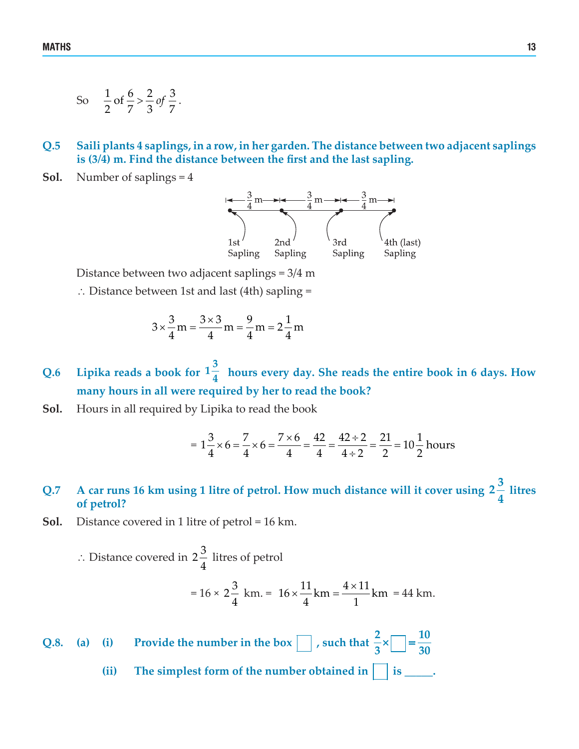So $\quad \frac{1}{2}$ of $\frac{6}{7} > \frac{2}{3}$ *of* $\frac{3}{7}$.

**Q.5 Saili plants 4 saplings, in a row, in her garden. The distance between two adjacent saplings is (3/4) m. Find the distance between the first and the last sapling.**

**Sol.** Number of saplings = 4

$\frac{3}{4}$ m, $\frac{3}{4}$ m, $\frac{3}{4}$ m

1st Sapling, 2nd Sapling, 3rd Sapling, 4th (last) Sapling

Distance between two adjacent saplings = 3/4 m

∴ Distance between 1st and last (4th) sapling =

$$3 \times \frac{3}{4}\text{m} = \frac{3 \times 3}{4}\text{m} = \frac{9}{4}\text{m} = 2\frac{1}{4}\text{m}$$

**Q.6 Lipika reads a book for $1\frac{3}{4}$ hours every day. She reads the entire book in 6 days. How many hours in all were required by her to read the book?**

**Sol.** Hours in all required by Lipika to read the book

$$= 1\frac{3}{4} \times 6 = \frac{7}{4} \times 6 = \frac{7 \times 6}{4} = \frac{42}{4} = \frac{42 \div 2}{4 \div 2} = \frac{21}{2} = 10\frac{1}{2} \text{ hours}$$

**Q.7 A car runs 16 km using 1 litre of petrol. How much distance will it cover using $2\frac{3}{4}$ litres of petrol?**

**Sol.** Distance covered in 1 litre of petrol = 16 km.

∴ Distance covered in $2\frac{3}{4}$ litres of petrol

$$= 16 \times 2\frac{3}{4} \text{ km.} = 16 \times \frac{11}{4}\text{km} = \frac{4 \times 11}{1}\text{km} = 44 \text{ km.}$$

**Q.8. (a) (i) Provide the number in the box $\square$, such that $\frac{2}{3} \times \square = \frac{10}{30}$**

**(ii) The simplest form of the number obtained in $\square$ is _____.**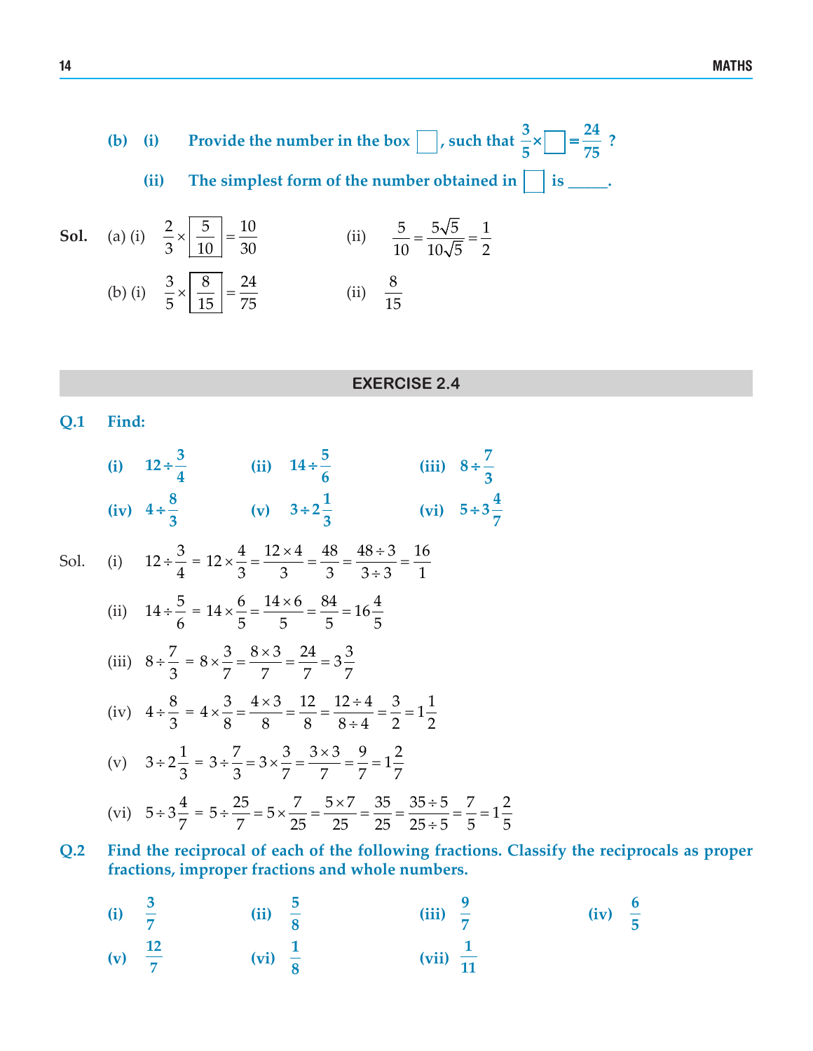**(b) (i) Provide the number in the box $\square$, such that $\frac{3}{5} \times \square = \frac{24}{75}$ ?**

**(ii) The simplest form of the number obtained in $\square$ is _____.**

**Sol.** (a) (i) $\frac{2}{3} \times \boxed{\frac{5}{10}} = \frac{10}{30}$ (ii) $\frac{5}{10} = \frac{5\sqrt{5}}{10\sqrt{5}} = \frac{1}{2}$

(b) (i) $\frac{3}{5} \times \boxed{\frac{8}{15}} = \frac{24}{75}$ (ii) $\frac{8}{15}$

## EXERCISE 2.4

**Q.1 Find:**

**(i)** $12 \div \frac{3}{4}$ **(ii)** $14 \div \frac{5}{6}$ **(iii)** $8 \div \frac{7}{3}$

**(iv)** $4 \div \frac{8}{3}$ **(v)** $3 \div 2\frac{1}{3}$ **(vi)** $5 \div 3\frac{4}{7}$

Sol. (i) $12 \div \frac{3}{4} = 12 \times \frac{4}{3} = \frac{12 \times 4}{3} = \frac{48}{3} = \frac{48 \div 3}{3 \div 3} = \frac{16}{1}$

(ii) $14 \div \frac{5}{6} = 14 \times \frac{6}{5} = \frac{14 \times 6}{5} = \frac{84}{5} = 16\frac{4}{5}$

(iii) $8 \div \frac{7}{3} = 8 \times \frac{3}{7} = \frac{8 \times 3}{7} = \frac{24}{7} = 3\frac{3}{7}$

(iv) $4 \div \frac{8}{3} = 4 \times \frac{3}{8} = \frac{4 \times 3}{8} = \frac{12}{8} = \frac{12 \div 4}{8 \div 4} = \frac{3}{2} = 1\frac{1}{2}$

(v) $3 \div 2\frac{1}{3} = 3 \div \frac{7}{3} = 3 \times \frac{3}{7} = \frac{3 \times 3}{7} = \frac{9}{7} = 1\frac{2}{7}$

(vi) $5 \div 3\frac{4}{7} = 5 \div \frac{25}{7} = 5 \times \frac{7}{25} = \frac{5 \times 7}{25} = \frac{35}{25} = \frac{35 \div 5}{25 \div 5} = \frac{7}{5} = 1\frac{2}{5}$

**Q.2 Find the reciprocal of each of the following fractions. Classify the reciprocals as proper fractions, improper fractions and whole numbers.**

**(i)** $\frac{3}{7}$ **(ii)** $\frac{5}{8}$ **(iii)** $\frac{9}{7}$ **(iv)** $\frac{6}{5}$

**(v)** $\frac{12}{7}$ **(vi)** $\frac{1}{8}$ **(vii)** $\frac{1}{11}$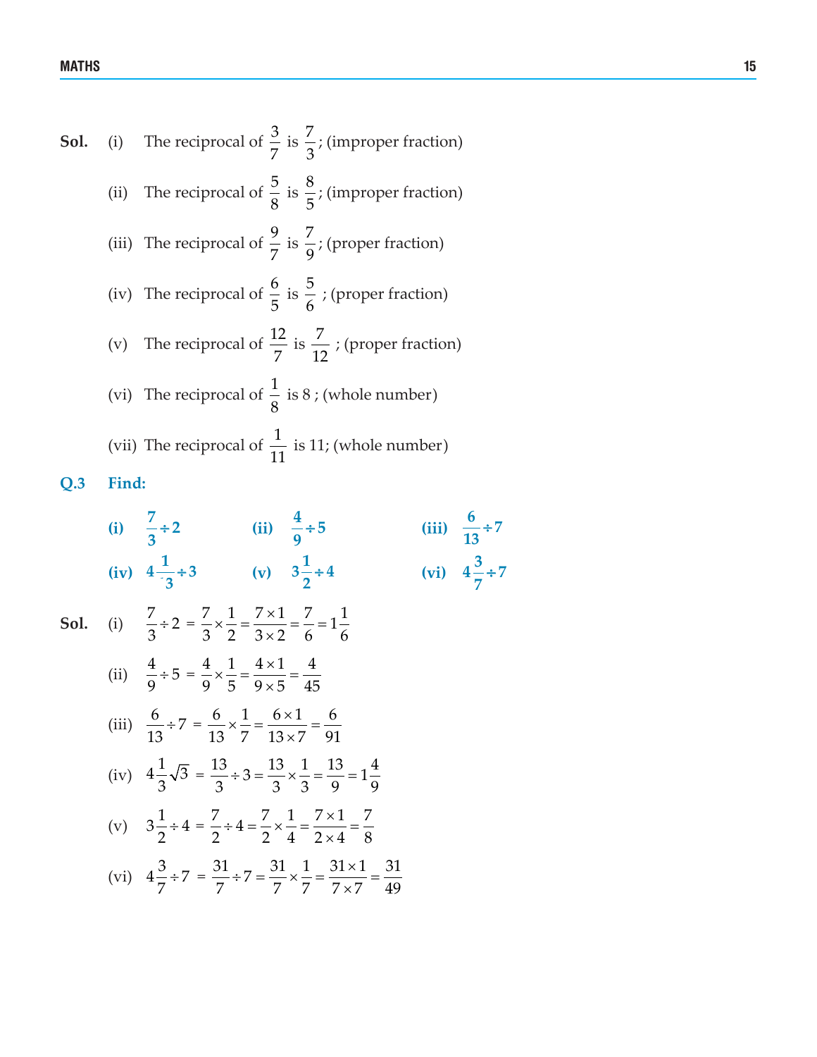**Sol.** (i) The reciprocal of $\frac{3}{7}$ is $\frac{7}{3}$; (improper fraction)

(ii) The reciprocal of $\frac{5}{8}$ is $\frac{8}{5}$; (improper fraction)

(iii) The reciprocal of $\frac{9}{7}$ is $\frac{7}{9}$; (proper fraction)

(iv) The reciprocal of $\frac{6}{5}$ is $\frac{5}{6}$ ; (proper fraction)

(v) The reciprocal of $\frac{12}{7}$ is $\frac{7}{12}$ ; (proper fraction)

(vi) The reciprocal of $\frac{1}{8}$ is 8 ; (whole number)

(vii) The reciprocal of $\frac{1}{11}$ is 11; (whole number)

**Q.3 Find:**

**(i)** $\frac{7}{3} \div 2$ **(ii)** $\frac{4}{9} \div 5$ **(iii)** $\frac{6}{13} \div 7$

**(iv)** $4\frac{1}{3} \div 3$ **(v)** $3\frac{1}{2} \div 4$ **(vi)** $4\frac{3}{7} \div 7$

**Sol.** (i) $\frac{7}{3} \div 2 = \frac{7}{3} \times \frac{1}{2} = \frac{7 \times 1}{3 \times 2} = \frac{7}{6} = 1\frac{1}{6}$

(ii) $\frac{4}{9} \div 5 = \frac{4}{9} \times \frac{1}{5} = \frac{4 \times 1}{9 \times 5} = \frac{4}{45}$

(iii) $\frac{6}{13} \div 7 = \frac{6}{13} \times \frac{1}{7} = \frac{6 \times 1}{13 \times 7} = \frac{6}{91}$

(iv) $4\frac{1}{3}\sqrt{3} = \frac{13}{3} \div 3 = \frac{13}{3} \times \frac{1}{3} = \frac{13}{9} = 1\frac{4}{9}$

(v) $3\frac{1}{2} \div 4 = \frac{7}{2} \div 4 = \frac{7}{2} \times \frac{1}{4} = \frac{7 \times 1}{2 \times 4} = \frac{7}{8}$

(vi) $4\frac{3}{7} \div 7 = \frac{31}{7} \div 7 = \frac{31}{7} \times \frac{1}{7} = \frac{31 \times 1}{7 \times 7} = \frac{31}{49}$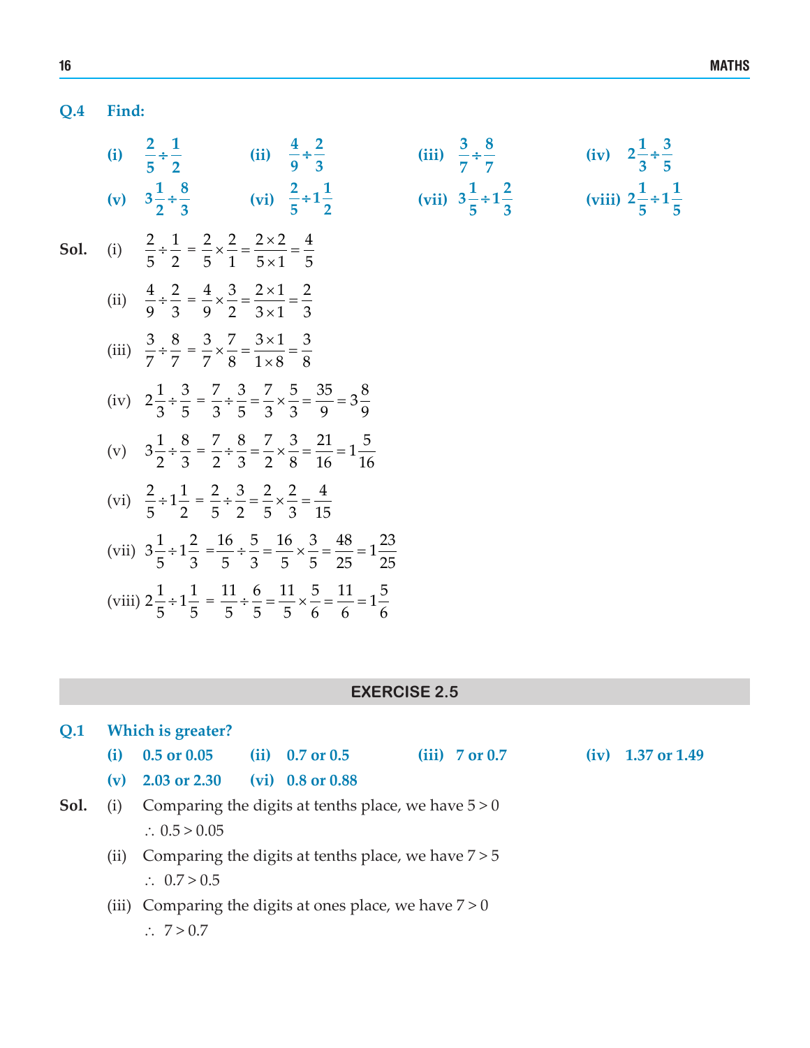**Q.4 Find:**

(i) $\frac{2}{5} \div \frac{1}{2}$ (ii) $\frac{4}{9} \div \frac{2}{3}$ (iii) $\frac{3}{7} \div \frac{8}{7}$ (iv) $2\frac{1}{3} \div \frac{3}{5}$

(v) $3\frac{1}{2} \div \frac{8}{3}$ (vi) $\frac{2}{5} \div 1\frac{1}{2}$ (vii) $3\frac{1}{5} \div 1\frac{2}{3}$ (viii) $2\frac{1}{5} \div 1\frac{1}{5}$

**Sol.** (i) $\frac{2}{5} \div \frac{1}{2} = \frac{2}{5} \times \frac{2}{1} = \frac{2 \times 2}{5 \times 1} = \frac{4}{5}$

(ii) $\frac{4}{9} \div \frac{2}{3} = \frac{4}{9} \times \frac{3}{2} = \frac{2 \times 1}{3 \times 1} = \frac{2}{3}$

(iii) $\frac{3}{7} \div \frac{8}{7} = \frac{3}{7} \times \frac{7}{8} = \frac{3 \times 1}{1 \times 8} = \frac{3}{8}$

(iv) $2\frac{1}{3} \div \frac{3}{5} = \frac{7}{3} \div \frac{3}{5} = \frac{7}{3} \times \frac{5}{3} = \frac{35}{9} = 3\frac{8}{9}$

(v) $3\frac{1}{2} \div \frac{8}{3} = \frac{7}{2} \div \frac{8}{3} = \frac{7}{2} \times \frac{3}{8} = \frac{21}{16} = 1\frac{5}{16}$

(vi) $\frac{2}{5} \div 1\frac{1}{2} = \frac{2}{5} \div \frac{3}{2} = \frac{2}{5} \times \frac{2}{3} = \frac{4}{15}$

(vii) $3\frac{1}{5} \div 1\frac{2}{3} = \frac{16}{5} \div \frac{5}{3} = \frac{16}{5} \times \frac{3}{5} = \frac{48}{25} = 1\frac{23}{25}$

(viii) $2\frac{1}{5} \div 1\frac{1}{5} = \frac{11}{5} \div \frac{6}{5} = \frac{11}{5} \times \frac{5}{6} = \frac{11}{6} = 1\frac{5}{6}$

## EXERCISE 2.5

**Q.1 Which is greater?**

(i) 0.5 or 0.05 (ii) 0.7 or 0.5 (iii) 7 or 0.7 (iv) 1.37 or 1.49

(v) 2.03 or 2.30 (vi) 0.8 or 0.88

**Sol.** (i) Comparing the digits at tenths place, we have $5 > 0$

$\therefore$ $0.5 > 0.05$

(ii) Comparing the digits at tenths place, we have $7 > 5$

$\therefore$ $0.7 > 0.5$

(iii) Comparing the digits at ones place, we have $7 > 0$

$\therefore$ $7 > 0.7$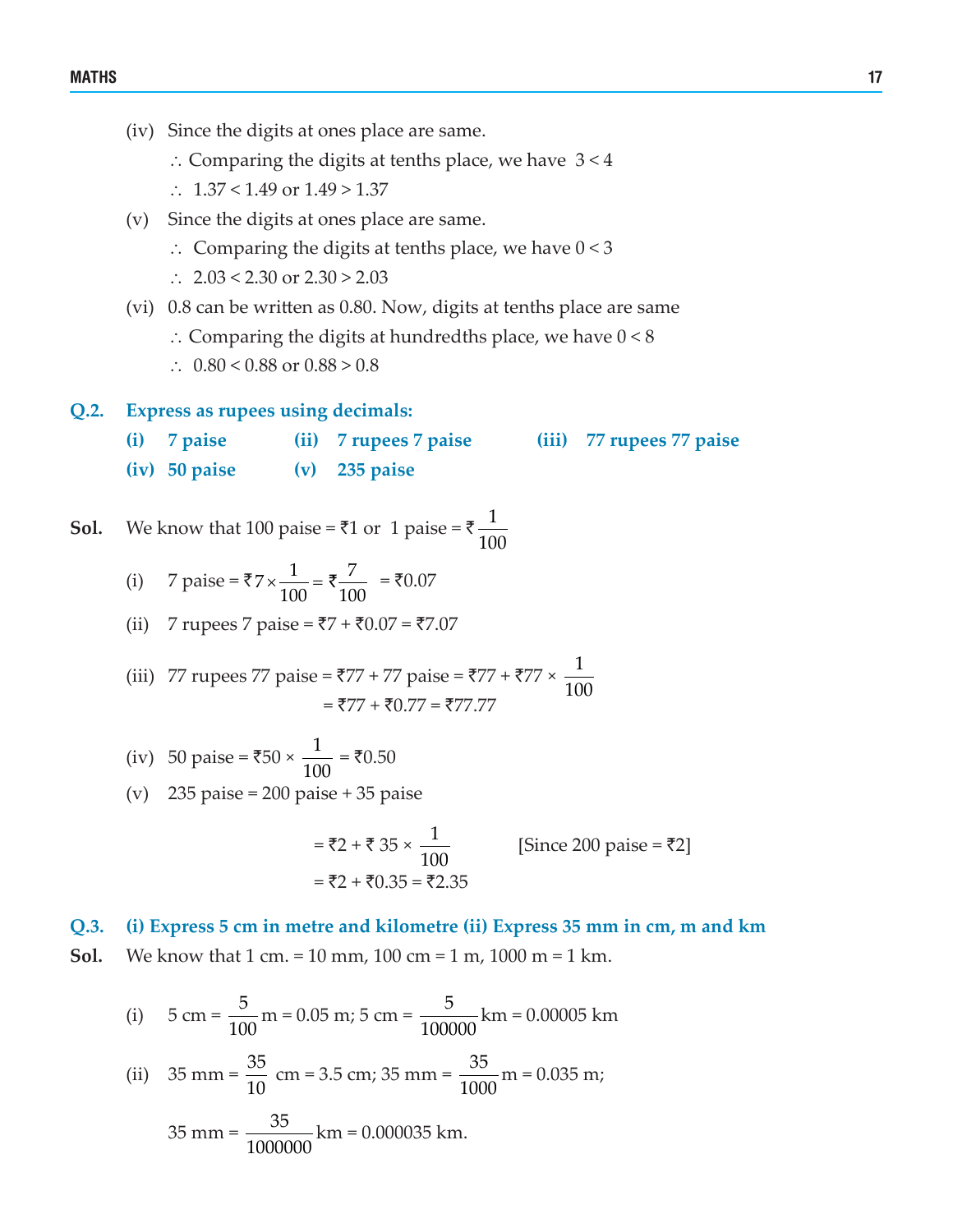(iv) Since the digits at ones place are same.

$\therefore$ Comparing the digits at tenths place, we have $3 < 4$

$\therefore$ $1.37 < 1.49$ or $1.49 > 1.37$

(v) Since the digits at ones place are same.

$\therefore$ Comparing the digits at tenths place, we have $0 < 3$

$\therefore$ $2.03 < 2.30$ or $2.30 > 2.03$

(vi) 0.8 can be written as 0.80. Now, digits at tenths place are same

$\therefore$ Comparing the digits at hundredths place, we have $0 < 8$

$\therefore$ $0.80 < 0.88$ or $0.88 > 0.8$

**Q.2. Express as rupees using decimals:**

**(i) 7 paise (ii) 7 rupees 7 paise (iii) 77 rupees 77 paise**

**(iv) 50 paise (v) 235 paise**

**Sol.** We know that 100 paise = ₹1 or 1 paise = ₹ $\frac{1}{100}$

(i) 7 paise = ₹ $7 \times \frac{1}{100}$ = ₹ $\frac{7}{100}$ = ₹0.07

(ii) 7 rupees 7 paise = ₹7 + ₹0.07 = ₹7.07

(iii) 77 rupees 77 paise = ₹77 + 77 paise = ₹77 + ₹77 × $\frac{1}{100}$

= ₹77 + ₹0.77 = ₹77.77

(iv) 50 paise = ₹50 × $\frac{1}{100}$ = ₹0.50

(v) 235 paise = 200 paise + 35 paise

= ₹2 + ₹ 35 × $\frac{1}{100}$ [Since 200 paise = ₹2]

= ₹2 + ₹0.35 = ₹2.35

**Q.3. (i) Express 5 cm in metre and kilometre (ii) Express 35 mm in cm, m and km**

**Sol.** We know that 1 cm. = 10 mm, 100 cm = 1 m, 1000 m = 1 km.

(i) 5 cm = $\frac{5}{100}$ m = 0.05 m; 5 cm = $\frac{5}{100000}$ km = 0.00005 km

(ii) 35 mm = $\frac{35}{10}$ cm = 3.5 cm; 35 mm = $\frac{35}{1000}$ m = 0.035 m;

35 mm = $\frac{35}{1000000}$ km = 0.000035 km.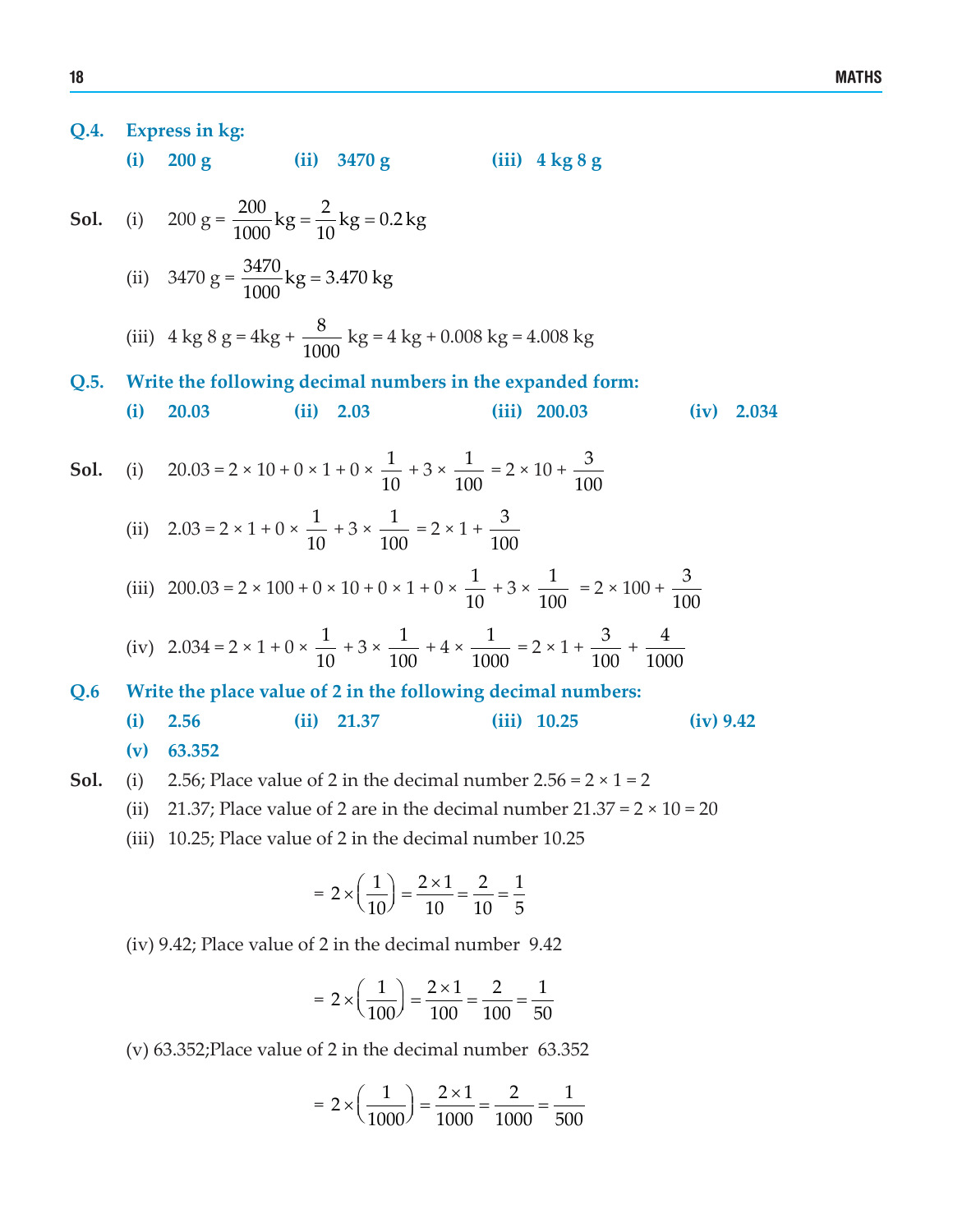**Q.4. Express in kg:**

**(i) 200 g** **(ii) 3470 g** **(iii) 4 kg 8 g**

**Sol.** (i) $200 \text{ g} = \dfrac{200}{1000} \text{kg} = \dfrac{2}{10} \text{kg} = 0.2 \text{ kg}$

(ii) $3470 \text{ g} = \dfrac{3470}{1000} \text{kg} = 3.470 \text{ kg}$

(iii) $4 \text{ kg } 8 \text{ g} = 4 \text{kg} + \dfrac{8}{1000} \text{ kg} = 4 \text{ kg} + 0.008 \text{ kg} = 4.008 \text{ kg}$

**Q.5. Write the following decimal numbers in the expanded form:**

**(i) 20.03** **(ii) 2.03** **(iii) 200.03** **(iv) 2.034**

**Sol.** (i) $20.03 = 2 \times 10 + 0 \times 1 + 0 \times \dfrac{1}{10} + 3 \times \dfrac{1}{100} = 2 \times 10 + \dfrac{3}{100}$

(ii) $2.03 = 2 \times 1 + 0 \times \dfrac{1}{10} + 3 \times \dfrac{1}{100} = 2 \times 1 + \dfrac{3}{100}$

(iii) $200.03 = 2 \times 100 + 0 \times 10 + 0 \times 1 + 0 \times \dfrac{1}{10} + 3 \times \dfrac{1}{100} = 2 \times 100 + \dfrac{3}{100}$

(iv) $2.034 = 2 \times 1 + 0 \times \dfrac{1}{10} + 3 \times \dfrac{1}{100} + 4 \times \dfrac{1}{1000} = 2 \times 1 + \dfrac{3}{100} + \dfrac{4}{1000}$

**Q.6 Write the place value of 2 in the following decimal numbers:**

**(i) 2.56** **(ii) 21.37** **(iii) 10.25** **(iv) 9.42**

**(v) 63.352**

**Sol.** (i) 2.56; Place value of 2 in the decimal number $2.56 = 2 \times 1 = 2$

(ii) 21.37; Place value of 2 are in the decimal number $21.37 = 2 \times 10 = 20$

(iii) 10.25; Place value of 2 in the decimal number 10.25

$$= 2 \times \left(\frac{1}{10}\right) = \frac{2 \times 1}{10} = \frac{2}{10} = \frac{1}{5}$$

(iv) 9.42; Place value of 2 in the decimal number 9.42

$$= 2 \times \left(\frac{1}{100}\right) = \frac{2 \times 1}{100} = \frac{2}{100} = \frac{1}{50}$$

(v) 63.352;Place value of 2 in the decimal number 63.352

$$= 2 \times \left(\frac{1}{1000}\right) = \frac{2 \times 1}{1000} = \frac{2}{1000} = \frac{1}{500}$$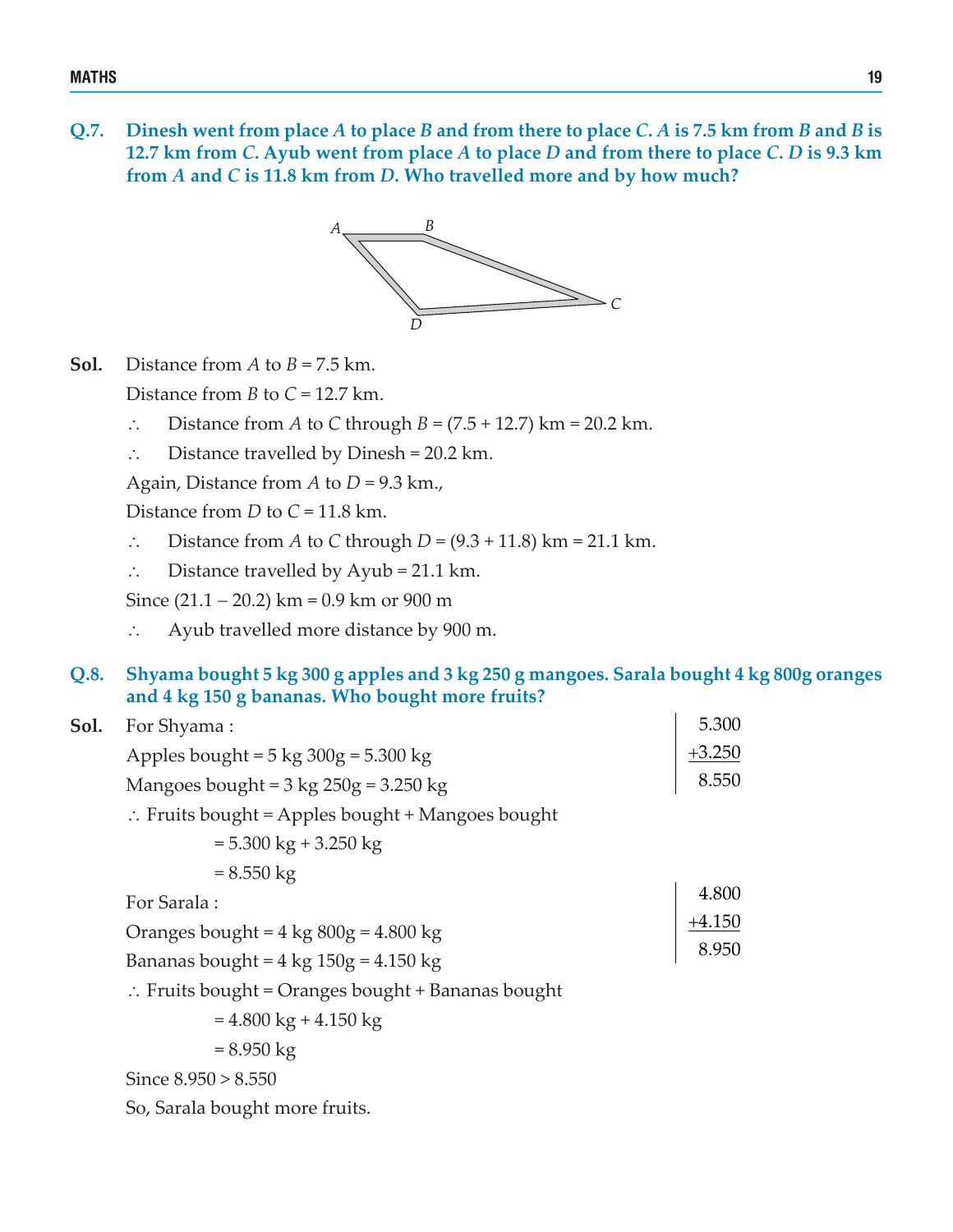**Q.7. Dinesh went from place $A$ to place $B$ and from there to place $C$. $A$ is 7.5 km from $B$ and $B$ is 12.7 km from $C$. Ayub went from place $A$ to place $D$ and from there to place $C$. $D$ is 9.3 km from $A$ and $C$ is 11.8 km from $D$. Who travelled more and by how much?**

**Sol.** Distance from $A$ to $B$ = 7.5 km.

Distance from $B$ to $C$ = 12.7 km.

∴ Distance from $A$ to $C$ through $B$ = (7.5 + 12.7) km = 20.2 km.

∴ Distance travelled by Dinesh = 20.2 km.

Again, Distance from $A$ to $D$ = 9.3 km.,

Distance from $D$ to $C$ = 11.8 km.

∴ Distance from $A$ to $C$ through $D$ = (9.3 + 11.8) km = 21.1 km.

∴ Distance travelled by Ayub = 21.1 km.

Since (21.1 – 20.2) km = 0.9 km or 900 m

∴ Ayub travelled more distance by 900 m.

**Q.8. Shyama bought 5 kg 300 g apples and 3 kg 250 g mangoes. Sarala bought 4 kg 800g oranges and 4 kg 150 g bananas. Who bought more fruits?**

**Sol.** For Shyama :

Apples bought = 5 kg 300g = 5.300 kg

Mangoes bought = 3 kg 250g = 3.250 kg

∴ Fruits bought = Apples bought + Mangoes bought

= 5.300 kg + 3.250 kg

= 8.550 kg

$$\begin{array}{r} 5.300 \\ +3.250 \\ \hline 8.550 \end{array}$$

For Sarala :

Oranges bought = 4 kg 800g = 4.800 kg

Bananas bought = 4 kg 150g = 4.150 kg

∴ Fruits bought = Oranges bought + Bananas bought

= 4.800 kg + 4.150 kg

= 8.950 kg

$$\begin{array}{r} 4.800 \\ +4.150 \\ \hline 8.950 \end{array}$$

Since 8.950 > 8.550

So, Sarala bought more fruits.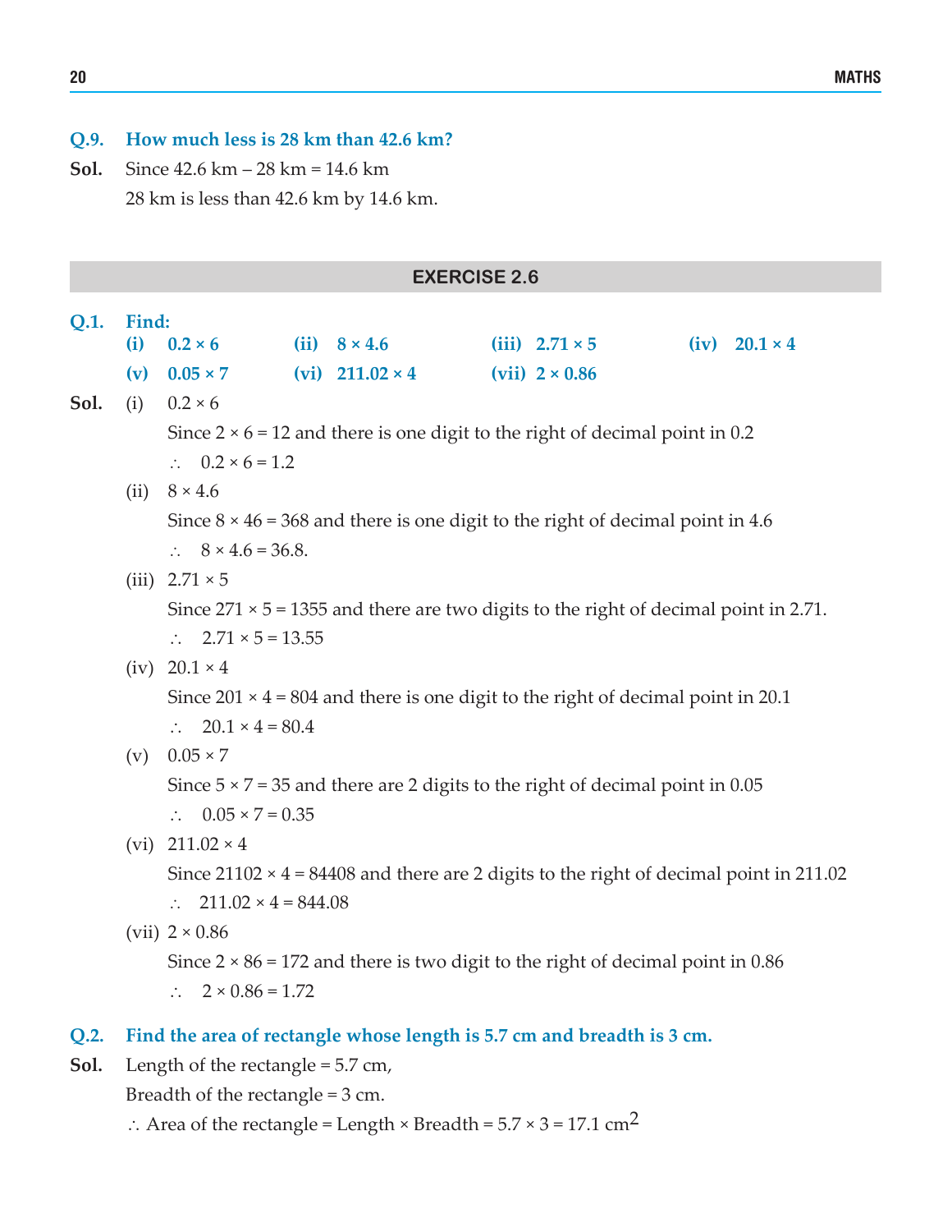**Q.9. How much less is 28 km than 42.6 km?**

**Sol.** Since 42.6 km – 28 km = 14.6 km

28 km is less than 42.6 km by 14.6 km.

## EXERCISE 2.6

**Q.1. Find:**

**(i) $0.2 \times 6$ (ii) $8 \times 4.6$ (iii) $2.71 \times 5$ (iv) $20.1 \times 4$**

**(v) $0.05 \times 7$ (vi) $211.02 \times 4$ (vii) $2 \times 0.86$**

**Sol.** (i) $0.2 \times 6$

Since $2 \times 6 = 12$ and there is one digit to the right of decimal point in 0.2

$\therefore \quad 0.2 \times 6 = 1.2$

(ii) $8 \times 4.6$

Since $8 \times 46 = 368$ and there is one digit to the right of decimal point in 4.6

$\therefore \quad 8 \times 4.6 = 36.8.$

(iii) $2.71 \times 5$

Since $271 \times 5 = 1355$ and there are two digits to the right of decimal point in 2.71.

$\therefore \quad 2.71 \times 5 = 13.55$

(iv) $20.1 \times 4$

Since $201 \times 4 = 804$ and there is one digit to the right of decimal point in 20.1

$\therefore \quad 20.1 \times 4 = 80.4$

(v) $0.05 \times 7$

Since $5 \times 7 = 35$ and there are 2 digits to the right of decimal point in 0.05

$\therefore \quad 0.05 \times 7 = 0.35$

(vi) $211.02 \times 4$

Since $21102 \times 4 = 84408$ and there are 2 digits to the right of decimal point in 211.02

$\therefore \quad 211.02 \times 4 = 844.08$

(vii) $2 \times 0.86$

Since $2 \times 86 = 172$ and there is two digit to the right of decimal point in 0.86

$\therefore \quad 2 \times 0.86 = 1.72$

**Q.2. Find the area of rectangle whose length is 5.7 cm and breadth is 3 cm.**

**Sol.** Length of the rectangle = 5.7 cm,

Breadth of the rectangle = 3 cm.

$\therefore$ Area of the rectangle = Length × Breadth = $5.7 \times 3 = 17.1$ cm$^2$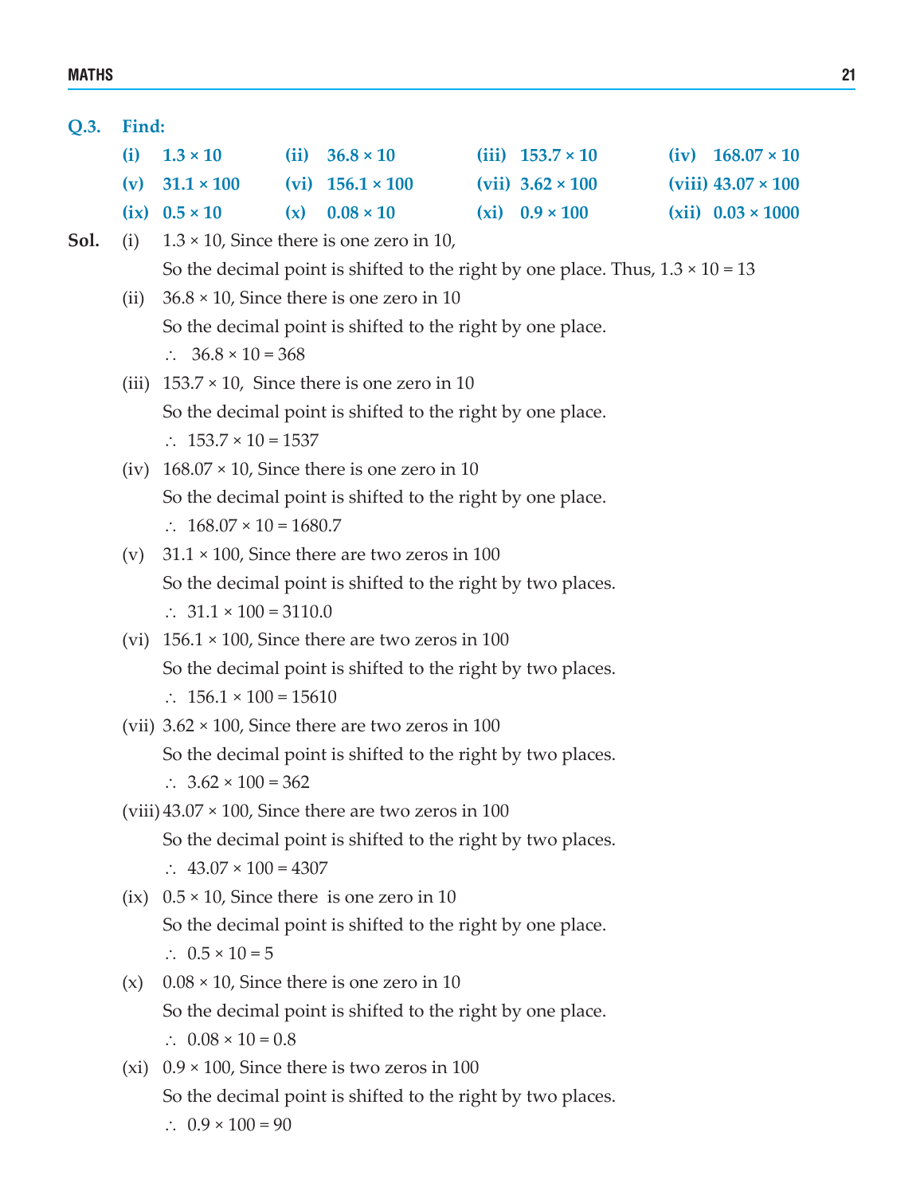**Q.3. Find:**

| | | | |
|---|---|---|---|
| **(i) $1.3 \times 10$** | **(ii) $36.8 \times 10$** | **(iii) $153.7 \times 10$** | **(iv) $168.07 \times 10$** |
| **(v) $31.1 \times 100$** | **(vi) $156.1 \times 100$** | **(vii) $3.62 \times 100$** | **(viii) $43.07 \times 100$** |
| **(ix) $0.5 \times 10$** | **(x) $0.08 \times 10$** | **(xi) $0.9 \times 100$** | **(xii) $0.03 \times 1000$** |

**Sol.** (i) $1.3 \times 10$, Since there is one zero in 10,

So the decimal point is shifted to the right by one place. Thus, $1.3 \times 10 = 13$

(ii) $36.8 \times 10$, Since there is one zero in 10

So the decimal point is shifted to the right by one place.

$\therefore \; 36.8 \times 10 = 368$

(iii) $153.7 \times 10$, Since there is one zero in 10

So the decimal point is shifted to the right by one place.

$\therefore \; 153.7 \times 10 = 1537$

(iv) $168.07 \times 10$, Since there is one zero in 10

So the decimal point is shifted to the right by one place.

$\therefore \; 168.07 \times 10 = 1680.7$

(v) $31.1 \times 100$, Since there are two zeros in 100

So the decimal point is shifted to the right by two places.

$\therefore \; 31.1 \times 100 = 3110.0$

(vi) $156.1 \times 100$, Since there are two zeros in 100

So the decimal point is shifted to the right by two places.

$\therefore \; 156.1 \times 100 = 15610$

(vii) $3.62 \times 100$, Since there are two zeros in 100

So the decimal point is shifted to the right by two places.

$\therefore \; 3.62 \times 100 = 362$

(viii) $43.07 \times 100$, Since there are two zeros in 100

So the decimal point is shifted to the right by two places.

$\therefore \; 43.07 \times 100 = 4307$

(ix) $0.5 \times 10$, Since there is one zero in 10

So the decimal point is shifted to the right by one place.

$\therefore \; 0.5 \times 10 = 5$

(x) $0.08 \times 10$, Since there is one zero in 10

So the decimal point is shifted to the right by one place.

$\therefore \; 0.08 \times 10 = 0.8$

(xi) $0.9 \times 100$, Since there is two zeros in 100

So the decimal point is shifted to the right by two places.

$\therefore \; 0.9 \times 100 = 90$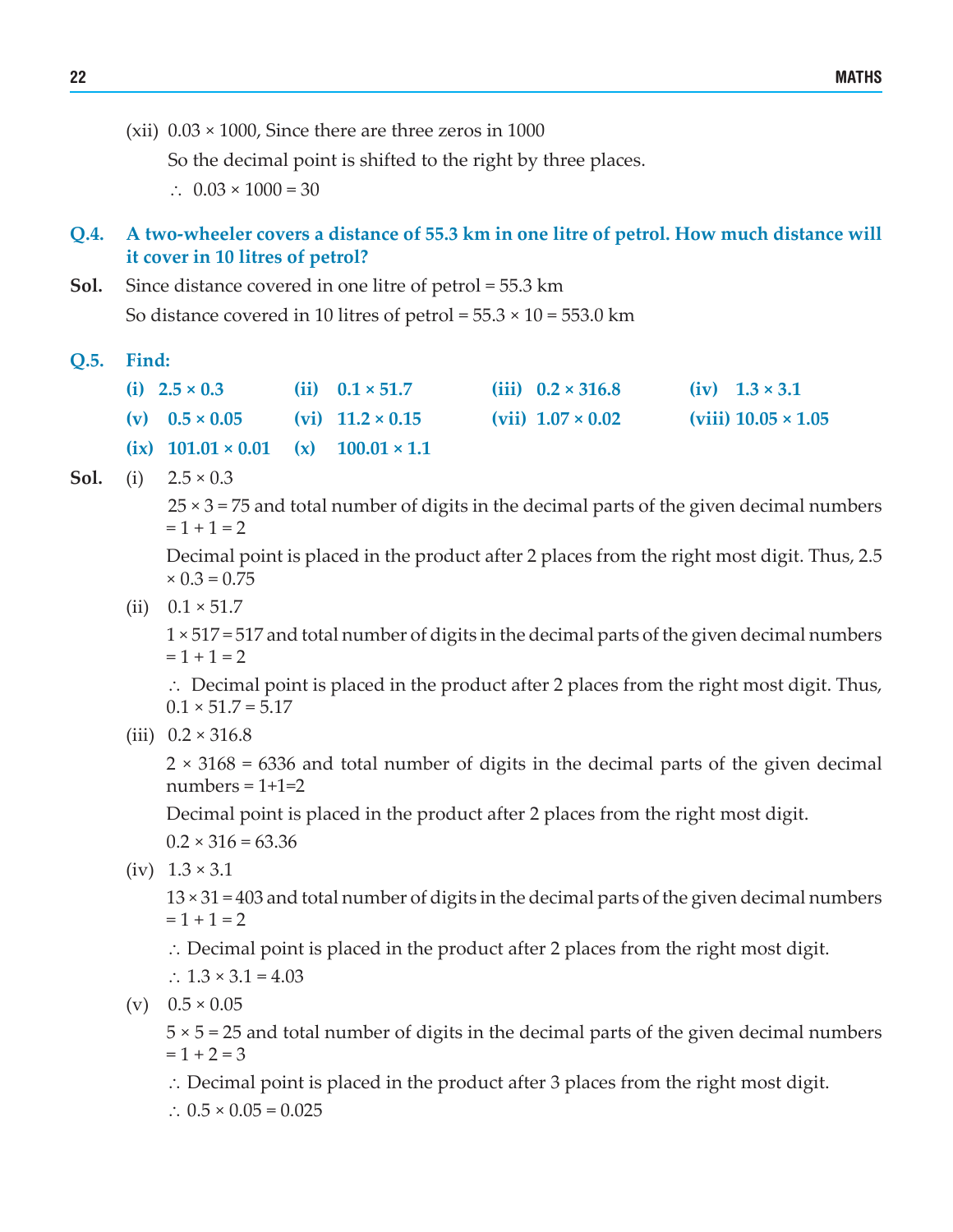(xii) $0.03 \times 1000$, Since there are three zeros in 1000

So the decimal point is shifted to the right by three places.

$\therefore\ 0.03 \times 1000 = 30$

**Q.4. A two-wheeler covers a distance of 55.3 km in one litre of petrol. How much distance will it cover in 10 litres of petrol?**

**Sol.** Since distance covered in one litre of petrol = 55.3 km

So distance covered in 10 litres of petrol = $55.3 \times 10 = 553.0$ km

**Q.5. Find:**

**(i)** $2.5 \times 0.3$ **(ii)** $0.1 \times 51.7$ **(iii)** $0.2 \times 316.8$ **(iv)** $1.3 \times 3.1$

**(v)** $0.5 \times 0.05$ **(vi)** $11.2 \times 0.15$ **(vii)** $1.07 \times 0.02$ **(viii)** $10.05 \times 1.05$

**(ix)** $101.01 \times 0.01$ **(x)** $100.01 \times 1.1$

**Sol.** (i) $2.5 \times 0.3$

$25 \times 3 = 75$ and total number of digits in the decimal parts of the given decimal numbers $= 1 + 1 = 2$

Decimal point is placed in the product after 2 places from the right most digit. Thus, $2.5 \times 0.3 = 0.75$

(ii) $0.1 \times 51.7$

$1 \times 517 = 517$ and total number of digits in the decimal parts of the given decimal numbers $= 1 + 1 = 2$

$\therefore$ Decimal point is placed in the product after 2 places from the right most digit. Thus, $0.1 \times 51.7 = 5.17$

(iii) $0.2 \times 316.8$

$2 \times 3168 = 6336$ and total number of digits in the decimal parts of the given decimal numbers $= 1+1=2$

Decimal point is placed in the product after 2 places from the right most digit.

$0.2 \times 316 = 63.36$

(iv) $1.3 \times 3.1$

$13 \times 31 = 403$ and total number of digits in the decimal parts of the given decimal numbers $= 1 + 1 = 2$

$\therefore$ Decimal point is placed in the product after 2 places from the right most digit.

$\therefore\ 1.3 \times 3.1 = 4.03$

(v) $0.5 \times 0.05$

$5 \times 5 = 25$ and total number of digits in the decimal parts of the given decimal numbers $= 1 + 2 = 3$

$\therefore$ Decimal point is placed in the product after 3 places from the right most digit.

$\therefore\ 0.5 \times 0.05 = 0.025$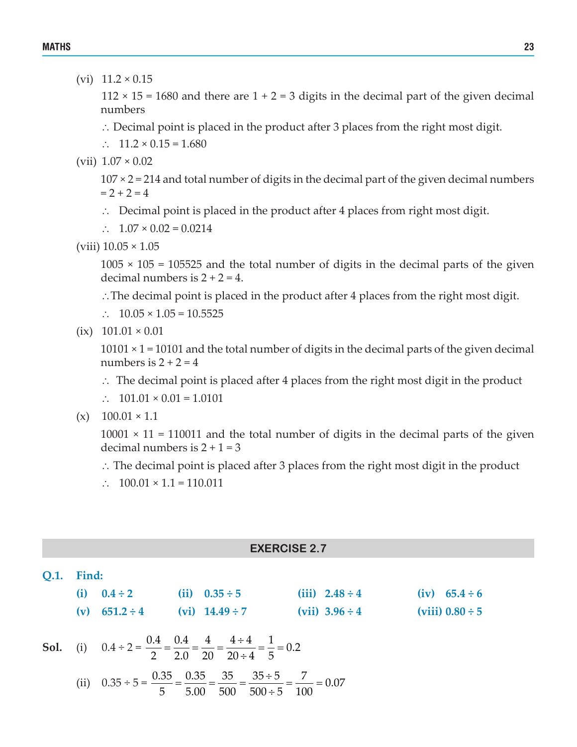(vi) $11.2 \times 0.15$

$112 \times 15 = 1680$ and there are $1 + 2 = 3$ digits in the decimal part of the given decimal numbers

$\therefore$ Decimal point is placed in the product after 3 places from the right most digit.

$\therefore \quad 11.2 \times 0.15 = 1.680$

(vii) $1.07 \times 0.02$

$107 \times 2 = 214$ and total number of digits in the decimal part of the given decimal numbers $= 2 + 2 = 4$

$\therefore$ Decimal point is placed in the product after 4 places from right most digit.

$\therefore \quad 1.07 \times 0.02 = 0.0214$

(viii) $10.05 \times 1.05$

$1005 \times 105 = 105525$ and the total number of digits in the decimal parts of the given decimal numbers is $2 + 2 = 4$.

$\therefore$ The decimal point is placed in the product after 4 places from the right most digit.

$\therefore \quad 10.05 \times 1.05 = 10.5525$

(ix) $101.01 \times 0.01$

$10101 \times 1 = 10101$ and the total number of digits in the decimal parts of the given decimal numbers is $2 + 2 = 4$

$\therefore$ The decimal point is placed after 4 places from the right most digit in the product

$\therefore \quad 101.01 \times 0.01 = 1.0101$

(x) $100.01 \times 1.1$

$10001 \times 11 = 110011$ and the total number of digits in the decimal parts of the given decimal numbers is $2 + 1 = 3$

$\therefore$ The decimal point is placed after 3 places from the right most digit in the product

$\therefore \quad 100.01 \times 1.1 = 110.011$

## EXERCISE 2.7

**Q.1. Find:**

**(i) $0.4 \div 2$ (ii) $0.35 \div 5$ (iii) $2.48 \div 4$ (iv) $65.4 \div 6$**

**(v) $651.2 \div 4$ (vi) $14.49 \div 7$ (vii) $3.96 \div 4$ (viii) $0.80 \div 5$**

**Sol.** (i) $0.4 \div 2 = \dfrac{0.4}{2} = \dfrac{0.4}{2.0} = \dfrac{4}{20} = \dfrac{4 \div 4}{20 \div 4} = \dfrac{1}{5} = 0.2$

(ii) $0.35 \div 5 = \dfrac{0.35}{5} = \dfrac{0.35}{5.00} = \dfrac{35}{500} = \dfrac{35 \div 5}{500 \div 5} = \dfrac{7}{100} = 0.07$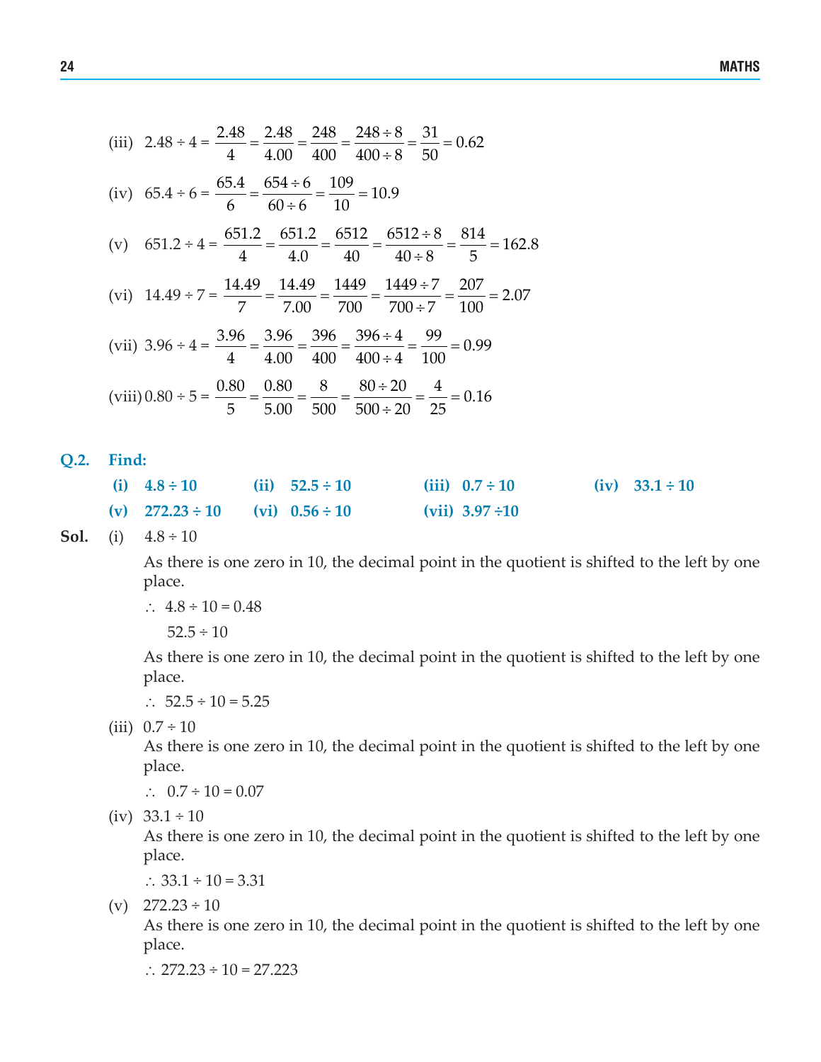(iii) $2.48 \div 4 = \dfrac{2.48}{4} = \dfrac{2.48}{4.00} = \dfrac{248}{400} = \dfrac{248 \div 8}{400 \div 8} = \dfrac{31}{50} = 0.62$

(iv) $65.4 \div 6 = \dfrac{65.4}{6} = \dfrac{654 \div 6}{60 \div 6} = \dfrac{109}{10} = 10.9$

(v) $651.2 \div 4 = \dfrac{651.2}{4} = \dfrac{651.2}{4.0} = \dfrac{6512}{40} = \dfrac{6512 \div 8}{40 \div 8} = \dfrac{814}{5} = 162.8$

(vi) $14.49 \div 7 = \dfrac{14.49}{7} = \dfrac{14.49}{7.00} = \dfrac{1449}{700} = \dfrac{1449 \div 7}{700 \div 7} = \dfrac{207}{100} = 2.07$

(vii) $3.96 \div 4 = \dfrac{3.96}{4} = \dfrac{3.96}{4.00} = \dfrac{396}{400} = \dfrac{396 \div 4}{400 \div 4} = \dfrac{99}{100} = 0.99$

(viii) $0.80 \div 5 = \dfrac{0.80}{5} = \dfrac{0.80}{5.00} = \dfrac{8}{500} = \dfrac{80 \div 20}{500 \div 20} = \dfrac{4}{25} = 0.16$

**Q.2. Find:**

**(i) 4.8 ÷ 10** **(ii) 52.5 ÷ 10** **(iii) 0.7 ÷ 10** **(iv) 33.1 ÷ 10**

**(v) 272.23 ÷ 10** **(vi) 0.56 ÷ 10** **(vii) 3.97 ÷10**

**Sol.** (i) 4.8 ÷ 10

As there is one zero in 10, the decimal point in the quotient is shifted to the left by one place.

$\therefore$ 4.8 ÷ 10 = 0.48

52.5 ÷ 10

As there is one zero in 10, the decimal point in the quotient is shifted to the left by one place.

$\therefore$ 52.5 ÷ 10 = 5.25

(iii) 0.7 ÷ 10

As there is one zero in 10, the decimal point in the quotient is shifted to the left by one place.

$\therefore$ 0.7 ÷ 10 = 0.07

(iv) 33.1 ÷ 10

As there is one zero in 10, the decimal point in the quotient is shifted to the left by one place.

$\therefore$ 33.1 ÷ 10 = 3.31

(v) 272.23 ÷ 10

As there is one zero in 10, the decimal point in the quotient is shifted to the left by one place.

$\therefore$ 272.23 ÷ 10 = 27.223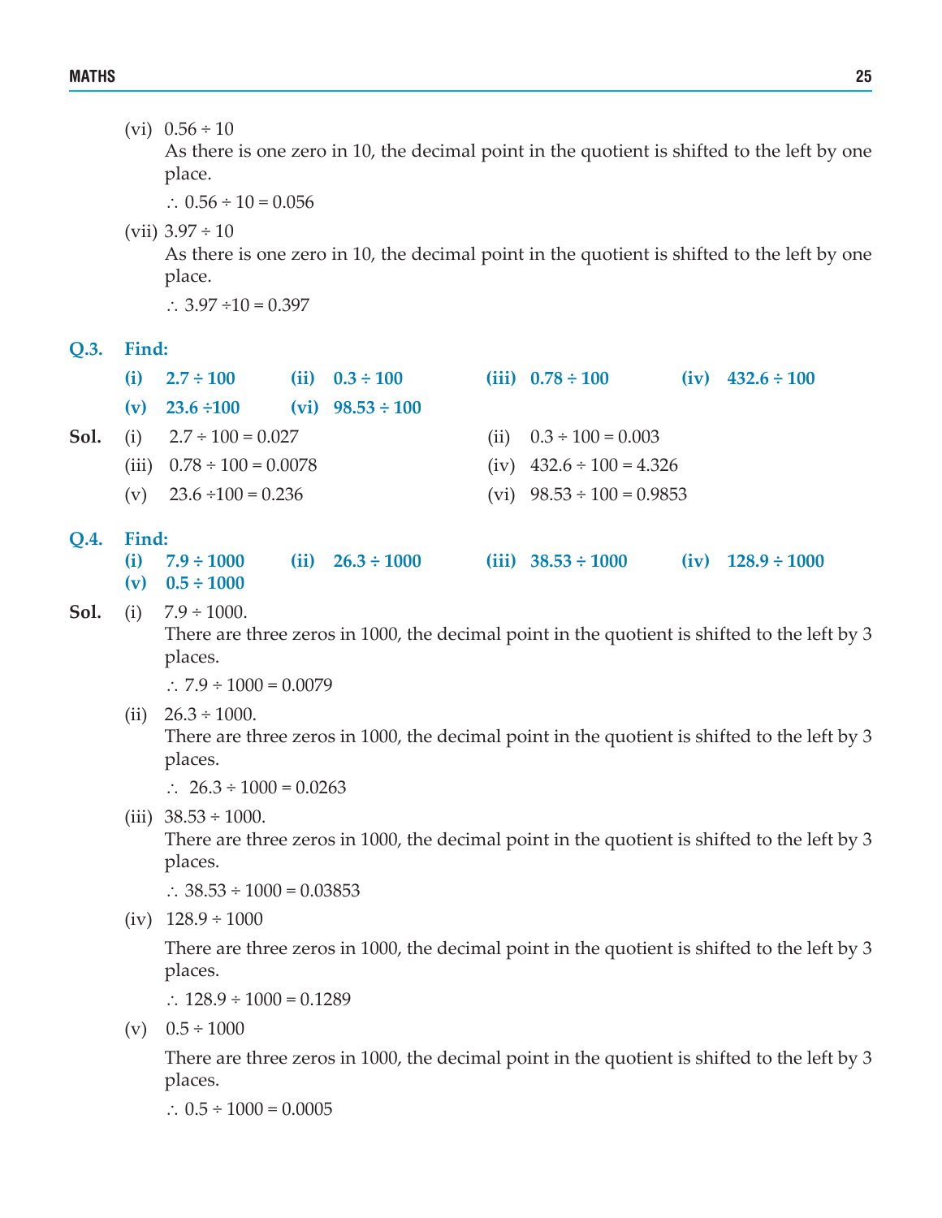(vi) 0.56 ÷ 10

As there is one zero in 10, the decimal point in the quotient is shifted to the left by one place.

∴ 0.56 ÷ 10 = 0.056

(vii) 3.97 ÷ 10

As there is one zero in 10, the decimal point in the quotient is shifted to the left by one place.

∴ 3.97 ÷10 = 0.397

**Q.3. Find:**

**(i) 2.7 ÷ 100 (ii) 0.3 ÷ 100 (iii) 0.78 ÷ 100 (iv) 432.6 ÷ 100**

**(v) 23.6 ÷100 (vi) 98.53 ÷ 100**

**Sol.** (i) 2.7 ÷ 100 = 0.027

(ii) 0.3 ÷ 100 = 0.003

(iii) 0.78 ÷ 100 = 0.0078

(iv) 432.6 ÷ 100 = 4.326

(v) 23.6 ÷100 = 0.236

(vi) 98.53 ÷ 100 = 0.9853

**Q.4. Find:**

**(i) 7.9 ÷ 1000 (ii) 26.3 ÷ 1000 (iii) 38.53 ÷ 1000 (iv) 128.9 ÷ 1000**

**(v) 0.5 ÷ 1000**

**Sol.** (i) 7.9 ÷ 1000.

There are three zeros in 1000, the decimal point in the quotient is shifted to the left by 3 places.

∴ 7.9 ÷ 1000 = 0.0079

(ii) 26.3 ÷ 1000.

There are three zeros in 1000, the decimal point in the quotient is shifted to the left by 3 places.

∴ 26.3 ÷ 1000 = 0.0263

(iii) 38.53 ÷ 1000.

There are three zeros in 1000, the decimal point in the quotient is shifted to the left by 3 places.

∴ 38.53 ÷ 1000 = 0.03853

(iv) 128.9 ÷ 1000

There are three zeros in 1000, the decimal point in the quotient is shifted to the left by 3 places.

∴ 128.9 ÷ 1000 = 0.1289

(v) 0.5 ÷ 1000

There are three zeros in 1000, the decimal point in the quotient is shifted to the left by 3 places.

∴ 0.5 ÷ 1000 = 0.0005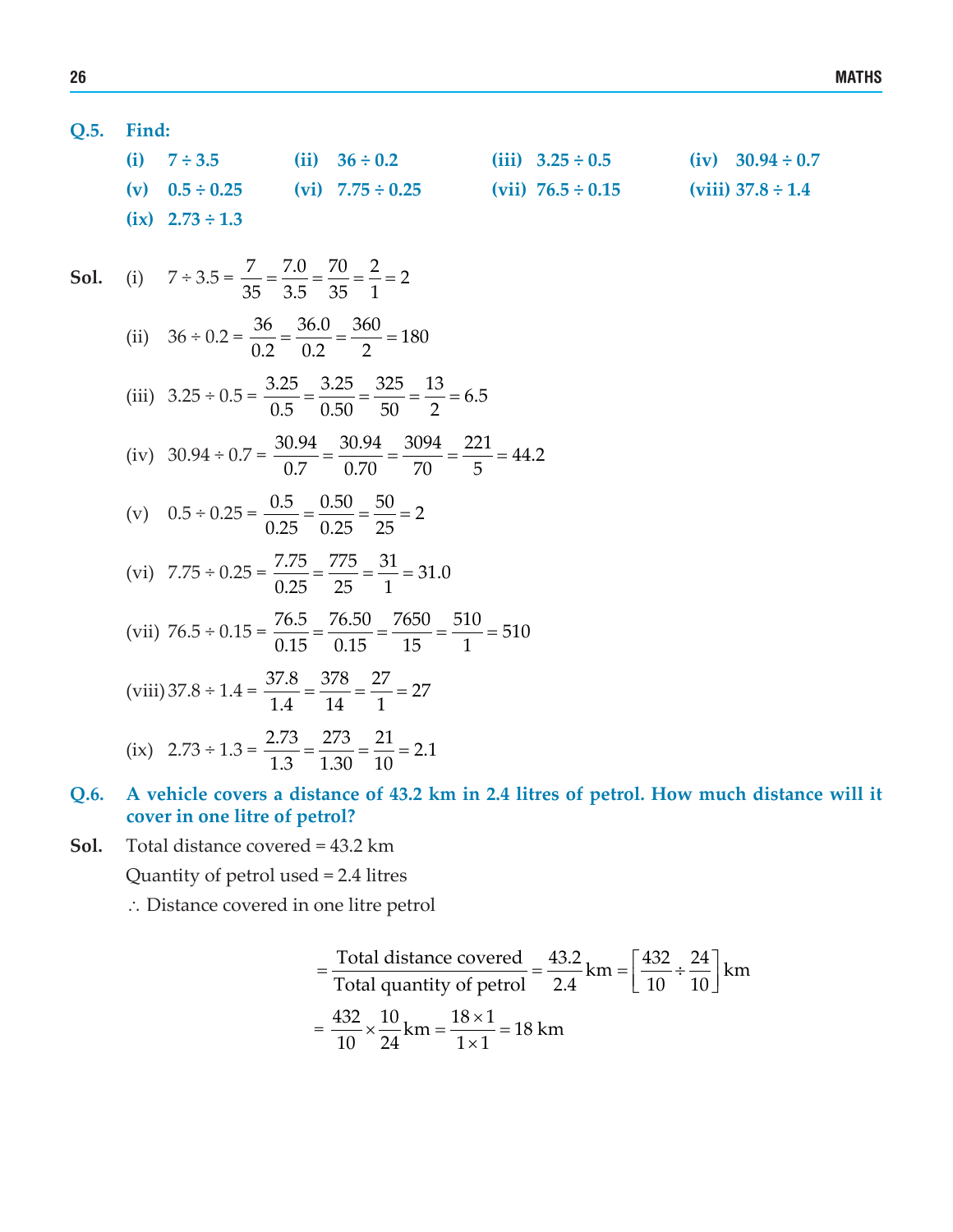**Q.5. Find:**

**(i)** $7 \div 3.5$ **(ii)** $36 \div 0.2$ **(iii)** $3.25 \div 0.5$ **(iv)** $30.94 \div 0.7$

**(v)** $0.5 \div 0.25$ **(vi)** $7.75 \div 0.25$ **(vii)** $76.5 \div 0.15$ **(viii)** $37.8 \div 1.4$

**(ix)** $2.73 \div 1.3$

**Sol.** (i) $7 \div 3.5 = \frac{7}{35} = \frac{7.0}{3.5} = \frac{70}{35} = \frac{2}{1} = 2$

(ii) $36 \div 0.2 = \frac{36}{0.2} = \frac{36.0}{0.2} = \frac{360}{2} = 180$

(iii) $3.25 \div 0.5 = \frac{3.25}{0.5} = \frac{3.25}{0.50} = \frac{325}{50} = \frac{13}{2} = 6.5$

(iv) $30.94 \div 0.7 = \frac{30.94}{0.7} = \frac{30.94}{0.70} = \frac{3094}{70} = \frac{221}{5} = 44.2$

(v) $0.5 \div 0.25 = \frac{0.5}{0.25} = \frac{0.50}{0.25} = \frac{50}{25} = 2$

(vi) $7.75 \div 0.25 = \frac{7.75}{0.25} = \frac{775}{25} = \frac{31}{1} = 31.0$

(vii) $76.5 \div 0.15 = \frac{76.5}{0.15} = \frac{76.50}{0.15} = \frac{7650}{15} = \frac{510}{1} = 510$

(viii) $37.8 \div 1.4 = \frac{37.8}{1.4} = \frac{378}{14} = \frac{27}{1} = 27$

(ix) $2.73 \div 1.3 = \frac{2.73}{1.3} = \frac{273}{1.30} = \frac{21}{10} = 2.1$

**Q.6. A vehicle covers a distance of 43.2 km in 2.4 litres of petrol. How much distance will it cover in one litre of petrol?**

**Sol.** Total distance covered = 43.2 km

Quantity of petrol used = 2.4 litres

$\therefore$ Distance covered in one litre petrol

$$= \frac{\text{Total distance covered}}{\text{Total quantity of petrol}} = \frac{43.2}{2.4}\text{km} = \left[\frac{432}{10} \div \frac{24}{10}\right]\text{km}$$

$$= \frac{432}{10} \times \frac{10}{24}\text{km} = \frac{18 \times 1}{1 \times 1} = 18 \text{ km}$$